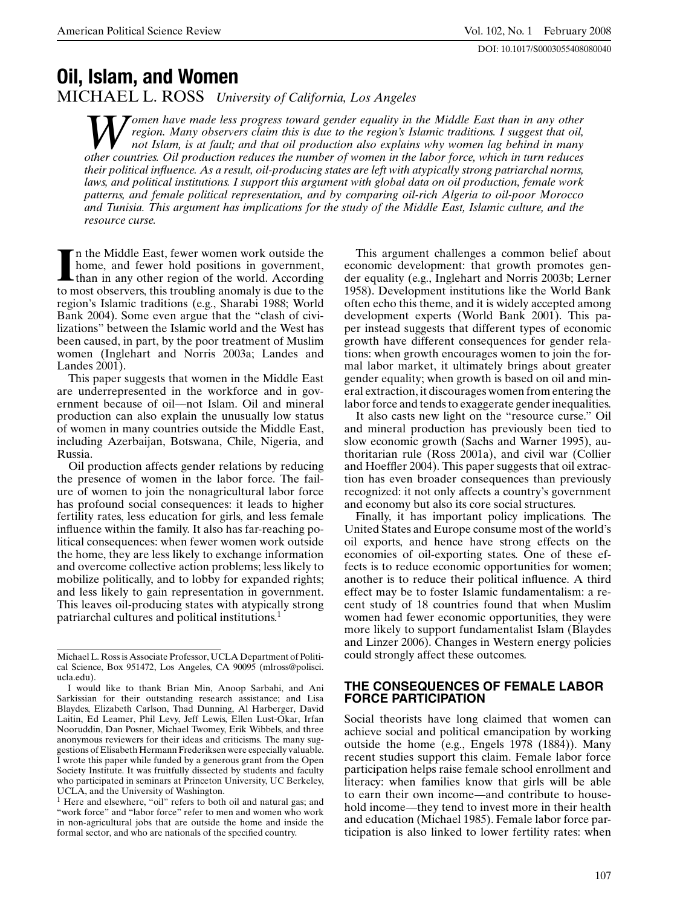# Oil, Islam, and Women

MICHAEL L. ROSS *University of California, Los Angeles*

*Women have made less progress toward gender equality in the Middle East than in any other region. Many observers claim this is due to the region's Islamic traditions. I suggest that oil, not Islam, is at fault; and that oil production also explains why women lag behind in many other countries. Oil production reduces the number of women in the labor force, which in turn reduces their political influence. As a result, oil-producing states are left with atypically strong patriarchal norms, laws, and political institutions. I support this argument with global data on oil production, female work patterns, and female political representation, and by comparing oil-rich Algeria to oil-poor Morocco and Tunisia. This argument has implications for the study of the Middle East, Islamic culture, and the resource curse.*

In the Middle East, fewer women work outside the home, and fewer hold positions in government, than in any other region of the world. According to most observers, this troubling anomaly is due to the region's Islamic traditions (e.g., Sharabi 1988; World Bank 2004). Some even argue that the "clash of civilizations" between the Islamic world and the West has been caused, in part, by the poor treatment of Muslim women (Inglehart and Norris 2003a; Landes and Landes 2001).

This paper suggests that women in the Middle East are underrepresented in the workforce and in government because of oil—not Islam. Oil and mineral production can also explain the unusually low status of women in many countries outside the Middle East, including Azerbaijan, Botswana, Chile, Nigeria, and Russia.

Oil production affects gender relations by reducing the presence of women in the labor force. The failure of women to join the nonagricultural labor force has profound social consequences: it leads to higher fertility rates, less education for girls, and less female influence within the family. It also has far-reaching political consequences: when fewer women work outside the home, they are less likely to exchange information and overcome collective action problems; less likely to mobilize politically, and to lobby for expanded rights; and less likely to gain representation in government. This leaves oil-producing states with atypically strong patriarchal cultures and political institutions.[1]

This argument challenges a common belief about economic development: that growth promotes gender equality (e.g., Inglehart and Norris 2003b; Lerner 1958). Development institutions like the World Bank often echo this theme, and it is widely accepted among development experts (World Bank 2001). This paper instead suggests that different types of economic growth have different consequences for gender relations: when growth encourages women to join the formal labor market, it ultimately brings about greater gender equality; when growth is based on oil and mineral extraction, it discourages women from entering the labor force and tends to exaggerate gender inequalities.

It also casts new light on the "resource curse." Oil and mineral production has previously been tied to slow economic growth (Sachs and Warner 1995), authoritarian rule (Ross 2001a), and civil war (Collier and Hoeffler 2004). This paper suggests that oil extraction has even broader consequences than previously recognized: it not only affects a country's government and economy but also its core social structures.

Finally, it has important policy implications. The United States and Europe consume most of the world's oil exports, and hence have strong effects on the economies of oil-exporting states. One of these effects is to reduce economic opportunities for women; another is to reduce their political influence. A third effect may be to foster Islamic fundamentalism: a recent study of 18 countries found that when Muslim women had fewer economic opportunities, they were more likely to support fundamentalist Islam (Blaydes and Linzer 2006). Changes in Western energy policies could strongly affect these outcomes.

## THE CONSEQUENCES OF FEMALE LABOR FORCE PARTICIPATION

Social theorists have long claimed that women can achieve social and political emancipation by working outside the home (e.g., Engels 1978 (1884)). Many recent studies support this claim. Female labor force participation helps raise female school enrollment and literacy: when families know that girls will be able to earn their own income—and contribute to household income—they tend to invest more in their health and education (Michael 1985). Female labor force participation is also linked to lower fertility rates: when

---

Michael L. Ross is Associate Professor, UCLA Department of Political Science, Box 951472, Los Angeles, CA 90095 (mlross@polisci.ucla.edu).

I would like to thank Brian Min, Anoop Sarbahi, and Ani Sarkissian for their outstanding research assistance; and Lisa Blaydes, Elizabeth Carlson, Thad Dunning, Al Harberger, David Laitin, Ed Leamer, Phil Levy, Jeff Lewis, Ellen Lust-Okar, Irfan Nooruddin, Dan Posner, Michael Twomey, Erik Wibbels, and three anonymous reviewers for their ideas and criticisms. The many suggestions of Elisabeth Hermann Frederiksen were especially valuable. I wrote this paper while funded by a generous grant from the Open Society Institute. It was fruitfully dissected by students and faculty who participated in seminars at Princeton University, UC Berkeley, UCLA, and the University of Washington.

[1] Here and elsewhere, "oil" refers to both oil and natural gas; and "work force" and "labor force" refer to men and women who work in non-agricultural jobs that are outside the home and inside the formal sector, and who are nationals of the specified country.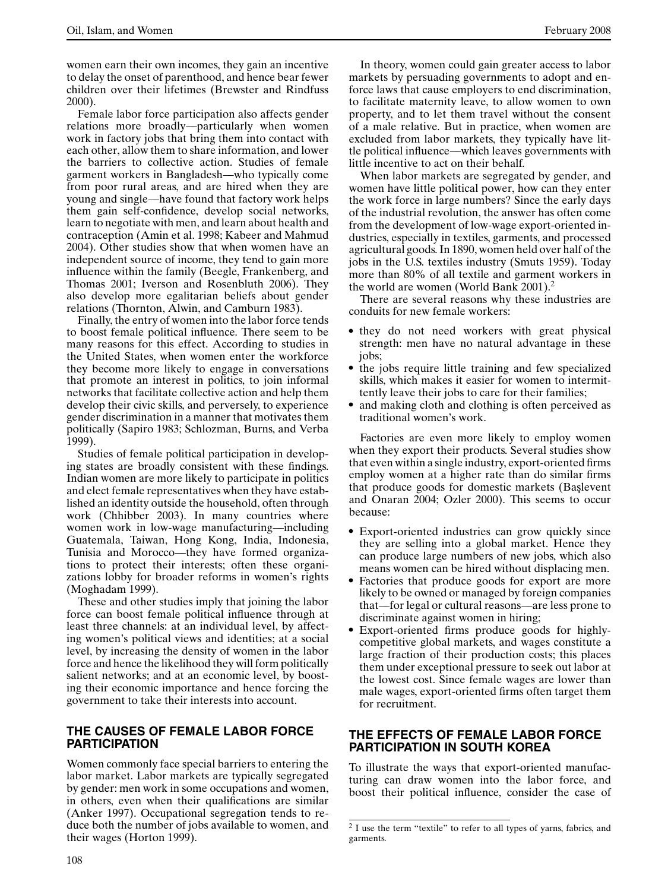women earn their own incomes, they gain an incentive to delay the onset of parenthood, and hence bear fewer children over their lifetimes (Brewster and Rindfuss 2000).

Female labor force participation also affects gender relations more broadly—particularly when women work in factory jobs that bring them into contact with each other, allow them to share information, and lower the barriers to collective action. Studies of female garment workers in Bangladesh—who typically come from poor rural areas, and are hired when they are young and single—have found that factory work helps them gain self-confidence, develop social networks, learn to negotiate with men, and learn about health and contraception (Amin et al. 1998; Kabeer and Mahmud 2004). Other studies show that when women have an independent source of income, they tend to gain more influence within the family (Beegle, Frankenberg, and Thomas 2001; Iverson and Rosenbluth 2006). They also develop more egalitarian beliefs about gender relations (Thornton, Alwin, and Camburn 1983).

Finally, the entry of women into the labor force tends to boost female political influence. There seem to be many reasons for this effect. According to studies in the United States, when women enter the workforce they become more likely to engage in conversations that promote an interest in politics, to join informal networks that facilitate collective action and help them develop their civic skills, and perversely, to experience gender discrimination in a manner that motivates them politically (Sapiro 1983; Schlozman, Burns, and Verba 1999).

Studies of female political participation in developing states are broadly consistent with these findings. Indian women are more likely to participate in politics and elect female representatives when they have established an identity outside the household, often through work (Chhibber 2003). In many countries where women work in low-wage manufacturing—including Guatemala, Taiwan, Hong Kong, India, Indonesia, Tunisia and Morocco—they have formed organizations to protect their interests; often these organizations lobby for broader reforms in women's rights (Moghadam 1999).

These and other studies imply that joining the labor force can boost female political influence through at least three channels: at an individual level, by affecting women's political views and identities; at a social level, by increasing the density of women in the labor force and hence the likelihood they will form politically salient networks; and at an economic level, by boosting their economic importance and hence forcing the government to take their interests into account.

## THE CAUSES OF FEMALE LABOR FORCE PARTICIPATION

Women commonly face special barriers to entering the labor market. Labor markets are typically segregated by gender: men work in some occupations and women, in others, even when their qualifications are similar (Anker 1997). Occupational segregation tends to reduce both the number of jobs available to women, and their wages (Horton 1999).

In theory, women could gain greater access to labor markets by persuading governments to adopt and enforce laws that cause employers to end discrimination, to facilitate maternity leave, to allow women to own property, and to let them travel without the consent of a male relative. But in practice, when women are excluded from labor markets, they typically have little political influence—which leaves governments with little incentive to act on their behalf.

When labor markets are segregated by gender, and women have little political power, how can they enter the work force in large numbers? Since the early days of the industrial revolution, the answer has often come from the development of low-wage export-oriented industries, especially in textiles, garments, and processed agricultural goods. In 1890, women held over half of the jobs in the U.S. textiles industry (Smuts 1959). Today more than 80% of all textile and garment workers in the world are women (World Bank 2001).[2]

There are several reasons why these industries are conduits for new female workers:

- they do not need workers with great physical strength: men have no natural advantage in these jobs;
- the jobs require little training and few specialized skills, which makes it easier for women to intermittently leave their jobs to care for their families;
- and making cloth and clothing is often perceived as traditional women's work.

Factories are even more likely to employ women when they export their products. Several studies show that even within a single industry, export-oriented firms employ women at a higher rate than do similar firms that produce goods for domestic markets (Başlevent and Onaran 2004; Ozler 2000). This seems to occur because:

- Export-oriented industries can grow quickly since they are selling into a global market. Hence they can produce large numbers of new jobs, which also means women can be hired without displacing men.
- Factories that produce goods for export are more likely to be owned or managed by foreign companies that—for legal or cultural reasons—are less prone to discriminate against women in hiring;
- Export-oriented firms produce goods for highly-competitive global markets, and wages constitute a large fraction of their production costs; this places them under exceptional pressure to seek out labor at the lowest cost. Since female wages are lower than male wages, export-oriented firms often target them for recruitment.

## THE EFFECTS OF FEMALE LABOR FORCE PARTICIPATION IN SOUTH KOREA

To illustrate the ways that export-oriented manufacturing can draw women into the labor force, and boost their political influence, consider the case of

[2] I use the term "textile" to refer to all types of yarns, fabrics, and garments.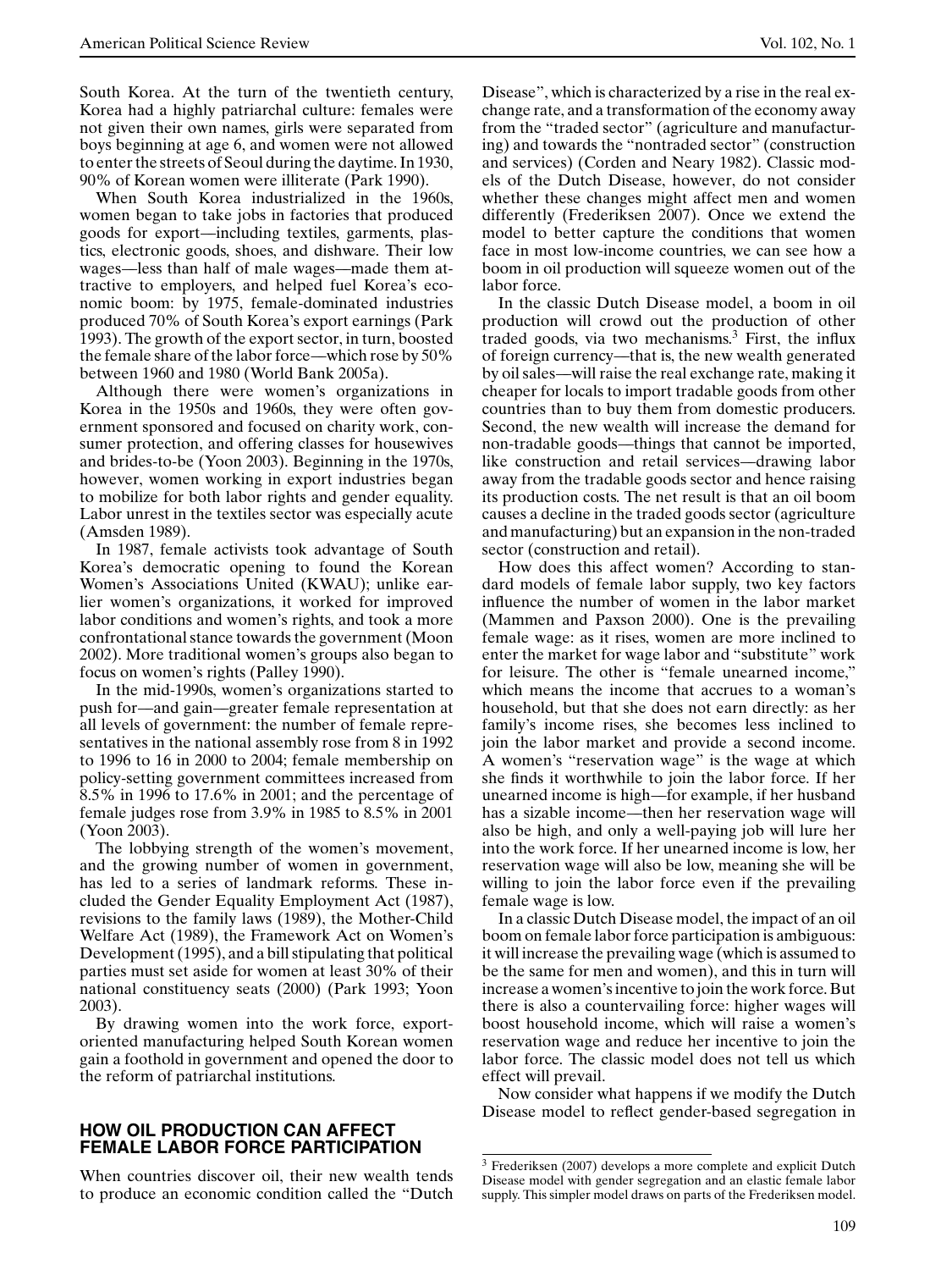South Korea. At the turn of the twentieth century, Korea had a highly patriarchal culture: females were not given their own names, girls were separated from boys beginning at age 6, and women were not allowed to enter the streets of Seoul during the daytime. In 1930, 90% of Korean women were illiterate (Park 1990).

When South Korea industrialized in the 1960s, women began to take jobs in factories that produced goods for export—including textiles, garments, plastics, electronic goods, shoes, and dishware. Their low wages—less than half of male wages—made them attractive to employers, and helped fuel Korea's economic boom: by 1975, female-dominated industries produced 70% of South Korea's export earnings (Park 1993). The growth of the export sector, in turn, boosted the female share of the labor force—which rose by 50% between 1960 and 1980 (World Bank 2005a).

Although there were women's organizations in Korea in the 1950s and 1960s, they were often government sponsored and focused on charity work, consumer protection, and offering classes for housewives and brides-to-be (Yoon 2003). Beginning in the 1970s, however, women working in export industries began to mobilize for both labor rights and gender equality. Labor unrest in the textiles sector was especially acute (Amsden 1989).

In 1987, female activists took advantage of South Korea's democratic opening to found the Korean Women's Associations United (KWAU); unlike earlier women's organizations, it worked for improved labor conditions and women's rights, and took a more confrontational stance towards the government (Moon 2002). More traditional women's groups also began to focus on women's rights (Palley 1990).

In the mid-1990s, women's organizations started to push for—and gain—greater female representation at all levels of government: the number of female representatives in the national assembly rose from 8 in 1992 to 1996 to 16 in 2000 to 2004; female membership on policy-setting government committees increased from 8.5% in 1996 to 17.6% in 2001; and the percentage of female judges rose from 3.9% in 1985 to 8.5% in 2001 (Yoon 2003).

The lobbying strength of the women's movement, and the growing number of women in government, has led to a series of landmark reforms. These included the Gender Equality Employment Act (1987), revisions to the family laws (1989), the Mother-Child Welfare Act (1989), the Framework Act on Women's Development (1995), and a bill stipulating that political parties must set aside for women at least 30% of their national constituency seats (2000) (Park 1993; Yoon 2003).

By drawing women into the work force, export-oriented manufacturing helped South Korean women gain a foothold in government and opened the door to the reform of patriarchal institutions.

## HOW OIL PRODUCTION CAN AFFECT FEMALE LABOR FORCE PARTICIPATION

When countries discover oil, their new wealth tends to produce an economic condition called the "Dutch Disease", which is characterized by a rise in the real exchange rate, and a transformation of the economy away from the "traded sector" (agriculture and manufacturing) and towards the "nontraded sector" (construction and services) (Corden and Neary 1982). Classic models of the Dutch Disease, however, do not consider whether these changes might affect men and women differently (Frederiksen 2007). Once we extend the model to better capture the conditions that women face in most low-income countries, we can see how a boom in oil production will squeeze women out of the labor force.

In the classic Dutch Disease model, a boom in oil production will crowd out the production of other traded goods, via two mechanisms.[3] First, the influx of foreign currency—that is, the new wealth generated by oil sales—will raise the real exchange rate, making it cheaper for locals to import tradable goods from other countries than to buy them from domestic producers. Second, the new wealth will increase the demand for non-tradable goods—things that cannot be imported, like construction and retail services—drawing labor away from the tradable goods sector and hence raising its production costs. The net result is that an oil boom causes a decline in the traded goods sector (agriculture and manufacturing) but an expansion in the non-traded sector (construction and retail).

How does this affect women? According to standard models of female labor supply, two key factors influence the number of women in the labor market (Mammen and Paxson 2000). One is the prevailing female wage: as it rises, women are more inclined to enter the market for wage labor and "substitute" work for leisure. The other is "female unearned income," which means the income that accrues to a woman's household, but that she does not earn directly: as her family's income rises, she becomes less inclined to join the labor market and provide a second income. A women's "reservation wage" is the wage at which she finds it worthwhile to join the labor force. If her unearned income is high—for example, if her husband has a sizable income—then her reservation wage will also be high, and only a well-paying job will lure her into the work force. If her unearned income is low, her reservation wage will also be low, meaning she will be willing to join the labor force even if the prevailing female wage is low.

In a classic Dutch Disease model, the impact of an oil boom on female labor force participation is ambiguous: it will increase the prevailing wage (which is assumed to be the same for men and women), and this in turn will increase a women's incentive to join the work force. But there is also a countervailing force: higher wages will boost household income, which will raise a women's reservation wage and reduce her incentive to join the labor force. The classic model does not tell us which effect will prevail.

Now consider what happens if we modify the Dutch Disease model to reflect gender-based segregation in

[3] Frederiksen (2007) develops a more complete and explicit Dutch Disease model with gender segregation and an elastic female labor supply. This simpler model draws on parts of the Frederiksen model.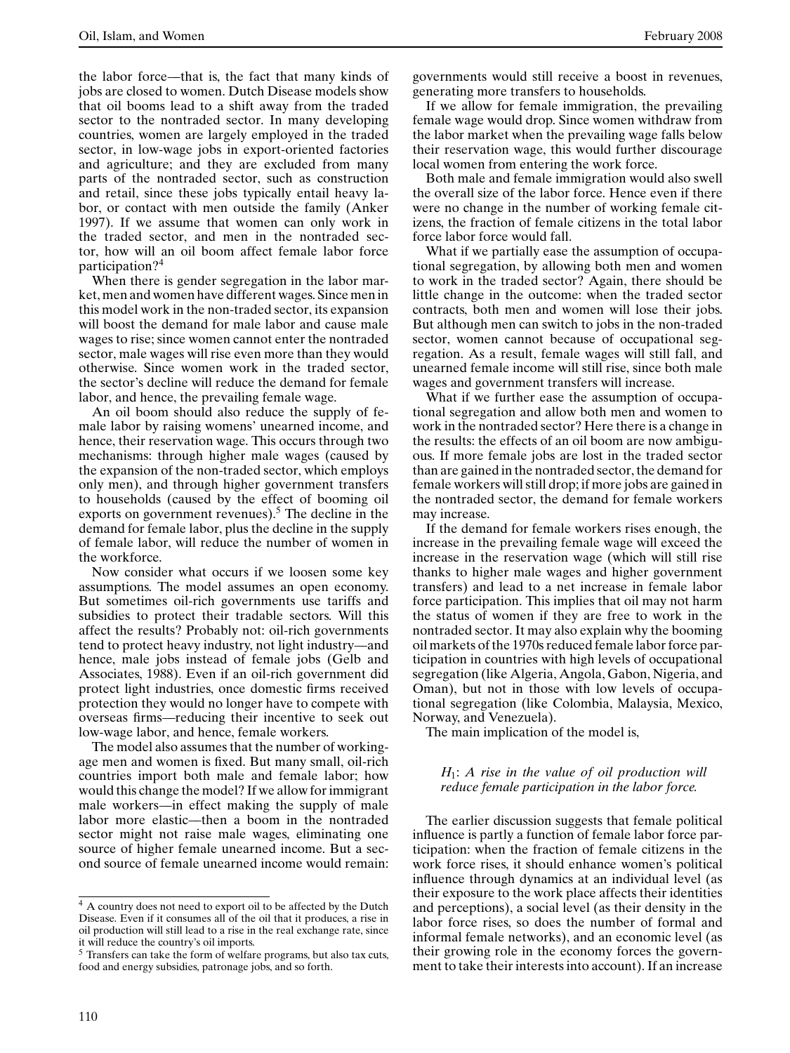the labor force—that is, the fact that many kinds of jobs are closed to women. Dutch Disease models show that oil booms lead to a shift away from the traded sector to the nontraded sector. In many developing countries, women are largely employed in the traded sector, in low-wage jobs in export-oriented factories and agriculture; and they are excluded from many parts of the nontraded sector, such as construction and retail, since these jobs typically entail heavy labor, or contact with men outside the family (Anker 1997). If we assume that women can only work in the traded sector, and men in the nontraded sector, how will an oil boom affect female labor force participation?[4]

When there is gender segregation in the labor market, men and women have different wages. Since men in this model work in the non-traded sector, its expansion will boost the demand for male labor and cause male wages to rise; since women cannot enter the nontraded sector, male wages will rise even more than they would otherwise. Since women work in the traded sector, the sector's decline will reduce the demand for female labor, and hence, the prevailing female wage.

An oil boom should also reduce the supply of female labor by raising womens' unearned income, and hence, their reservation wage. This occurs through two mechanisms: through higher male wages (caused by the expansion of the non-traded sector, which employs only men), and through higher government transfers to households (caused by the effect of booming oil exports on government revenues).[5] The decline in the demand for female labor, plus the decline in the supply of female labor, will reduce the number of women in the workforce.

Now consider what occurs if we loosen some key assumptions. The model assumes an open economy. But sometimes oil-rich governments use tariffs and subsidies to protect their tradable sectors. Will this affect the results? Probably not: oil-rich governments tend to protect heavy industry, not light industry—and hence, male jobs instead of female jobs (Gelb and Associates, 1988). Even if an oil-rich government did protect light industries, once domestic firms received protection they would no longer have to compete with overseas firms—reducing their incentive to seek out low-wage labor, and hence, female workers.

The model also assumes that the number of working-age men and women is fixed. But many small, oil-rich countries import both male and female labor; how would this change the model? If we allow for immigrant male workers—in effect making the supply of male labor more elastic—then a boom in the nontraded sector might not raise male wages, eliminating one source of higher female unearned income. But a second source of female unearned income would remain: governments would still receive a boost in revenues, generating more transfers to households.

If we allow for female immigration, the prevailing female wage would drop. Since women withdraw from the labor market when the prevailing wage falls below their reservation wage, this would further discourage local women from entering the work force.

Both male and female immigration would also swell the overall size of the labor force. Hence even if there were no change in the number of working female citizens, the fraction of female citizens in the total labor force labor force would fall.

What if we partially ease the assumption of occupational segregation, by allowing both men and women to work in the traded sector? Again, there should be little change in the outcome: when the traded sector contracts, both men and women will lose their jobs. But although men can switch to jobs in the non-traded sector, women cannot because of occupational segregation. As a result, female wages will still fall, and unearned female income will still rise, since both male wages and government transfers will increase.

What if we further ease the assumption of occupational segregation and allow both men and women to work in the nontraded sector? Here there is a change in the results: the effects of an oil boom are now ambiguous. If more female jobs are lost in the traded sector than are gained in the nontraded sector, the demand for female workers will still drop; if more jobs are gained in the nontraded sector, the demand for female workers may increase.

If the demand for female workers rises enough, the increase in the prevailing female wage will exceed the increase in the reservation wage (which will still rise thanks to higher male wages and higher government transfers) and lead to a net increase in female labor force participation. This implies that oil may not harm the status of women if they are free to work in the nontraded sector. It may also explain why the booming oil markets of the 1970s reduced female labor force participation in countries with high levels of occupational segregation (like Algeria, Angola, Gabon, Nigeria, and Oman), but not in those with low levels of occupational segregation (like Colombia, Malaysia, Mexico, Norway, and Venezuela).

The main implication of the model is,

> $H_1$: *A rise in the value of oil production will reduce female participation in the labor force.*

The earlier discussion suggests that female political influence is partly a function of female labor force participation: when the fraction of female citizens in the work force rises, it should enhance women's political influence through dynamics at an individual level (as their exposure to the work place affects their identities and perceptions), a social level (as their density in the labor force rises, so does the number of formal and informal female networks), and an economic level (as their growing role in the economy forces the government to take their interests into account). If an increase

---

[4] A country does not need to export oil to be affected by the Dutch Disease. Even if it consumes all of the oil that it produces, a rise in oil production will still lead to a rise in the real exchange rate, since it will reduce the country's oil imports.

[5] Transfers can take the form of welfare programs, but also tax cuts, food and energy subsidies, patronage jobs, and so forth.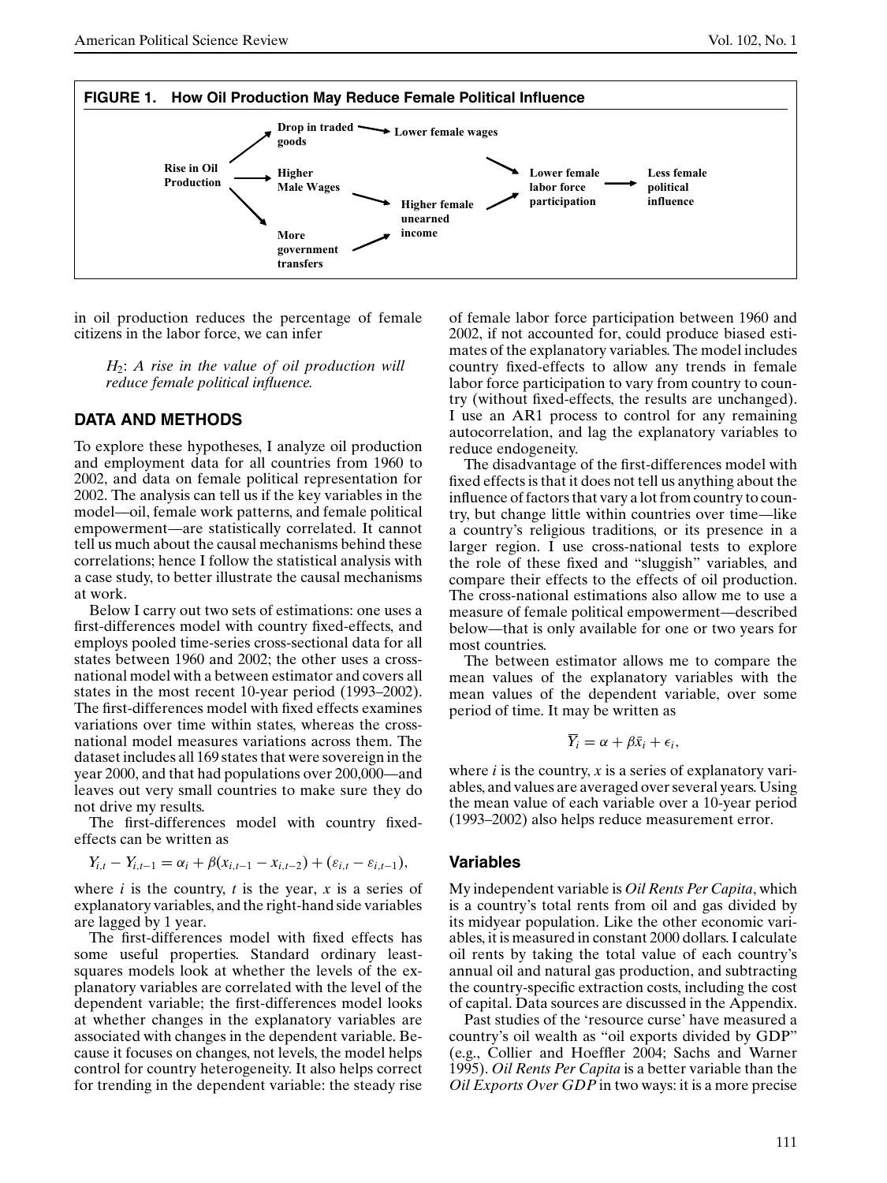**FIGURE 1. How Oil Production May Reduce Female Political Influence**

Rise in Oil Production

Drop in traded goods

Lower female wages

Higher Male Wages

Higher female unearned income

More government transfers

Lower female labor force participation

Less female political influence

in oil production reduces the percentage of female citizens in the labor force, we can infer

> $H_2$: *A rise in the value of oil production will reduce female political influence.*

## DATA AND METHODS

To explore these hypotheses, I analyze oil production and employment data for all countries from 1960 to 2002, and data on female political representation for 2002. The analysis can tell us if the key variables in the model—oil, female work patterns, and female political empowerment—are statistically correlated. It cannot tell us much about the causal mechanisms behind these correlations; hence I follow the statistical analysis with a case study, to better illustrate the causal mechanisms at work.

Below I carry out two sets of estimations: one uses a first-differences model with country fixed-effects, and employs pooled time-series cross-sectional data for all states between 1960 and 2002; the other uses a cross-national model with a between estimator and covers all states in the most recent 10-year period (1993–2002). The first-differences model with fixed effects examines variations over time within states, whereas the cross-national model measures variations across them. The dataset includes all 169 states that were sovereign in the year 2000, and that had populations over 200,000—and leaves out very small countries to make sure they do not drive my results.

The first-differences model with country fixed-effects can be written as

$$Y_{i,t} - Y_{i,t-1} = \alpha_i + \beta(x_{i,t-1} - x_{i,t-2}) + (\varepsilon_{i,t} - \varepsilon_{i,t-1}),$$

where $i$ is the country, $t$ is the year, $x$ is a series of explanatory variables, and the right-hand side variables are lagged by 1 year.

The first-differences model with fixed effects has some useful properties. Standard ordinary least-squares models look at whether the levels of the explanatory variables are correlated with the level of the dependent variable; the first-differences model looks at whether changes in the explanatory variables are associated with changes in the dependent variable. Because it focuses on changes, not levels, the model helps control for country heterogeneity. It also helps correct for trending in the dependent variable: the steady rise of female labor force participation between 1960 and 2002, if not accounted for, could produce biased estimates of the explanatory variables. The model includes country fixed-effects to allow any trends in female labor force participation to vary from country to country (without fixed-effects, the results are unchanged). I use an AR1 process to control for any remaining autocorrelation, and lag the explanatory variables to reduce endogeneity.

The disadvantage of the first-differences model with fixed effects is that it does not tell us anything about the influence of factors that vary a lot from country to country, but change little within countries over time—like a country's religious traditions, or its presence in a larger region. I use cross-national tests to explore the role of these fixed and "sluggish" variables, and compare their effects to the effects of oil production. The cross-national estimations also allow me to use a measure of female political empowerment—described below—that is only available for one or two years for most countries.

The between estimator allows me to compare the mean values of the explanatory variables with the mean values of the dependent variable, over some period of time. It may be written as

$$\overline{Y}_i = \alpha + \beta\bar{x}_i + \epsilon_i,$$

where $i$ is the country, $x$ is a series of explanatory variables, and values are averaged over several years. Using the mean value of each variable over a 10-year period (1993–2002) also helps reduce measurement error.

### Variables

My independent variable is *Oil Rents Per Capita*, which is a country's total rents from oil and gas divided by its midyear population. Like the other economic variables, it is measured in constant 2000 dollars. I calculate oil rents by taking the total value of each country's annual oil and natural gas production, and subtracting the country-specific extraction costs, including the cost of capital. Data sources are discussed in the Appendix.

Past studies of the 'resource curse' have measured a country's oil wealth as "oil exports divided by GDP" (e.g., Collier and Hoeffler 2004; Sachs and Warner 1995). *Oil Rents Per Capita* is a better variable than the *Oil Exports Over GDP* in two ways: it is a more precise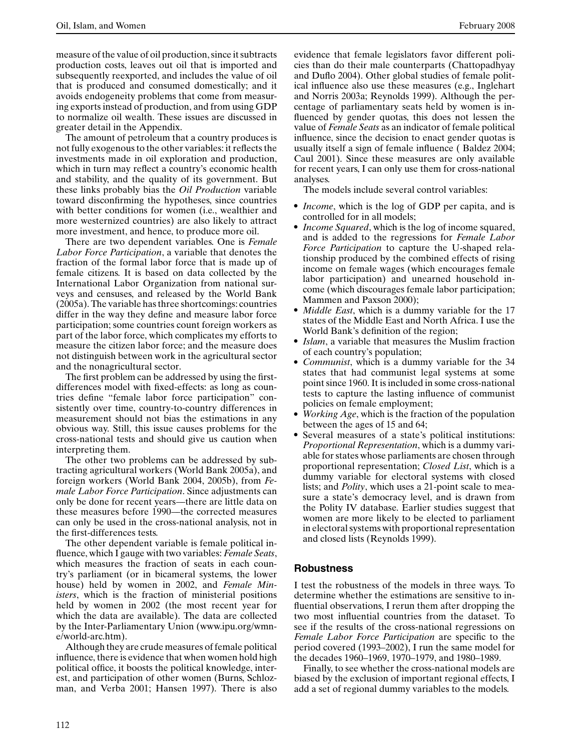measure of the value of oil production, since it subtracts production costs, leaves out oil that is imported and subsequently reexported, and includes the value of oil that is produced and consumed domestically; and it avoids endogeneity problems that come from measuring exports instead of production, and from using GDP to normalize oil wealth. These issues are discussed in greater detail in the Appendix.

The amount of petroleum that a country produces is not fully exogenous to the other variables: it reflects the investments made in oil exploration and production, which in turn may reflect a country's economic health and stability, and the quality of its government. But these links probably bias the *Oil Production* variable toward disconfirming the hypotheses, since countries with better conditions for women (i.e., wealthier and more westernized countries) are also likely to attract more investment, and hence, to produce more oil.

There are two dependent variables. One is *Female Labor Force Participation*, a variable that denotes the fraction of the formal labor force that is made up of female citizens. It is based on data collected by the International Labor Organization from national surveys and censuses, and released by the World Bank (2005a). The variable has three shortcomings: countries differ in the way they define and measure labor force participation; some countries count foreign workers as part of the labor force, which complicates my efforts to measure the citizen labor force; and the measure does not distinguish between work in the agricultural sector and the nonagricultural sector.

The first problem can be addressed by using the first-differences model with fixed-effects: as long as countries define "female labor force participation" consistently over time, country-to-country differences in measurement should not bias the estimations in any obvious way. Still, this issue causes problems for the cross-national tests and should give us caution when interpreting them.

The other two problems can be addressed by subtracting agricultural workers (World Bank 2005a), and foreign workers (World Bank 2004, 2005b), from *Female Labor Force Participation*. Since adjustments can only be done for recent years—there are little data on these measures before 1990—the corrected measures can only be used in the cross-national analysis, not in the first-differences tests.

The other dependent variable is female political influence, which I gauge with two variables: *Female Seats*, which measures the fraction of seats in each country's parliament (or in bicameral systems, the lower house) held by women in 2002, and *Female Ministers*, which is the fraction of ministerial positions held by women in 2002 (the most recent year for which the data are available). The data are collected by the Inter-Parliamentary Union (www.ipu.org/wmn-e/world-arc.htm).

Although they are crude measures of female political influence, there is evidence that when women hold high political office, it boosts the political knowledge, interest, and participation of other women (Burns, Schlozman, and Verba 2001; Hansen 1997). There is also evidence that female legislators favor different policies than do their male counterparts (Chattopadhyay and Duflo 2004). Other global studies of female political influence also use these measures (e.g., Inglehart and Norris 2003a; Reynolds 1999). Although the percentage of parliamentary seats held by women is influenced by gender quotas, this does not lessen the value of *Female Seats* as an indicator of female political influence, since the decision to enact gender quotas is usually itself a sign of female influence ( Baldez 2004; Caul 2001). Since these measures are only available for recent years, I can only use them for cross-national analyses.

The models include several control variables:

- *Income*, which is the log of GDP per capita, and is controlled for in all models;
- *Income Squared*, which is the log of income squared, and is added to the regressions for *Female Labor Force Participation* to capture the U-shaped relationship produced by the combined effects of rising income on female wages (which encourages female labor participation) and unearned household income (which discourages female labor participation; Mammen and Paxson 2000);
- *Middle East*, which is a dummy variable for the 17 states of the Middle East and North Africa. I use the World Bank's definition of the region;
- *Islam*, a variable that measures the Muslim fraction of each country's population;
- *Communist*, which is a dummy variable for the 34 states that had communist legal systems at some point since 1960. It is included in some cross-national tests to capture the lasting influence of communist policies on female employment;
- *Working Age*, which is the fraction of the population between the ages of 15 and 64;
- Several measures of a state's political institutions: *Proportional Representation*, which is a dummy variable for states whose parliaments are chosen through proportional representation; *Closed List*, which is a dummy variable for electoral systems with closed lists; and *Polity*, which uses a 21-point scale to measure a state's democracy level, and is drawn from the Polity IV database. Earlier studies suggest that women are more likely to be elected to parliament in electoral systems with proportional representation and closed lists (Reynolds 1999).

## Robustness

I test the robustness of the models in three ways. To determine whether the estimations are sensitive to influential observations, I rerun them after dropping the two most influential countries from the dataset. To see if the results of the cross-national regressions on *Female Labor Force Participation* are specific to the period covered (1993–2002), I run the same model for the decades 1960–1969, 1970–1979, and 1980–1989.

Finally, to see whether the cross-national models are biased by the exclusion of important regional effects, I add a set of regional dummy variables to the models.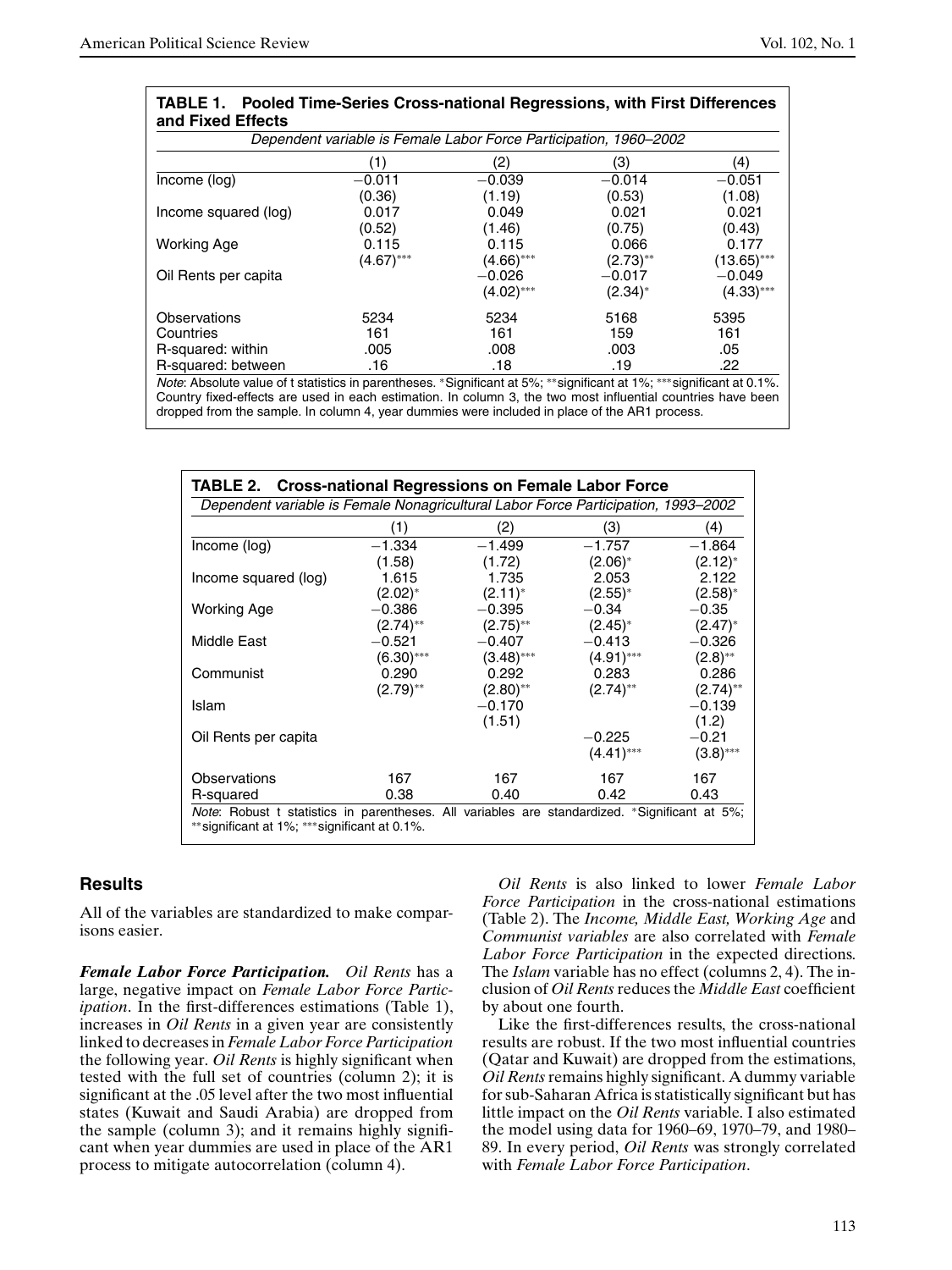**TABLE 1. Pooled Time-Series Cross-national Regressions, with First Differences and Fixed Effects**

*Dependent variable is Female Labor Force Participation, 1960–2002*

| | (1) | (2) | (3) | (4) |
|---|---|---|---|---|
| Income (log) | −0.011 | −0.039 | −0.014 | −0.051 |
| | (0.36) | (1.19) | (0.53) | (1.08) |
| Income squared (log) | 0.017 | 0.049 | 0.021 | 0.021 |
| | (0.52) | (1.46) | (0.75) | (0.43) |
| Working Age | 0.115 | 0.115 | 0.066 | 0.177 |
| | (4.67)*** | (4.66)*** | (2.73)** | (13.65)*** |
| Oil Rents per capita | | −0.026 | −0.017 | −0.049 |
| | | (4.02)*** | (2.34)* | (4.33)*** |
| Observations | 5234 | 5234 | 5168 | 5395 |
| Countries | 161 | 161 | 159 | 161 |
| R-squared: within | .005 | .008 | .003 | .05 |
| R-squared: between | .16 | .18 | .19 | .22 |

*Note*: Absolute value of t statistics in parentheses. *Significant at 5%; **significant at 1%; ***significant at 0.1%. Country fixed-effects are used in each estimation. In column 3, the two most influential countries have been dropped from the sample. In column 4, year dummies were included in place of the AR1 process.

**TABLE 2. Cross-national Regressions on Female Labor Force**

*Dependent variable is Female Nonagricultural Labor Force Participation, 1993–2002*

| | (1) | (2) | (3) | (4) |
|---|---|---|---|---|
| Income (log) | −1.334 | −1.499 | −1.757 | −1.864 |
| | (1.58) | (1.72) | (2.06)* | (2.12)* |
| Income squared (log) | 1.615 | 1.735 | 2.053 | 2.122 |
| | (2.02)* | (2.11)* | (2.55)* | (2.58)* |
| Working Age | −0.386 | −0.395 | −0.34 | −0.35 |
| | (2.74)** | (2.75)** | (2.45)* | (2.47)* |
| Middle East | −0.521 | −0.407 | −0.413 | −0.326 |
| | (6.30)*** | (3.48)*** | (4.91)*** | (2.8)** |
| Communist | 0.290 | 0.292 | 0.283 | 0.286 |
| | (2.79)** | (2.80)** | (2.74)** | (2.74)** |
| Islam | | −0.170 | | −0.139 |
| | | (1.51) | | (1.2) |
| Oil Rents per capita | | | −0.225 | −0.21 |
| | | | (4.41)*** | (3.8)*** |
| Observations | 167 | 167 | 167 | 167 |
| R-squared | 0.38 | 0.40 | 0.42 | 0.43 |

*Note*: Robust t statistics in parentheses. All variables are standardized. *Significant at 5%; **significant at 1%; ***significant at 0.1%.

## Results

All of the variables are standardized to make comparisons easier.

***Female Labor Force Participation.*** *Oil Rents* has a large, negative impact on *Female Labor Force Participation*. In the first-differences estimations (Table 1), increases in *Oil Rents* in a given year are consistently linked to decreases in *Female Labor Force Participation* the following year. *Oil Rents* is highly significant when tested with the full set of countries (column 2); it is significant at the .05 level after the two most influential states (Kuwait and Saudi Arabia) are dropped from the sample (column 3); and it remains highly significant when year dummies are used in place of the AR1 process to mitigate autocorrelation (column 4).

*Oil Rents* is also linked to lower *Female Labor Force Participation* in the cross-national estimations (Table 2). The *Income, Middle East, Working Age* and *Communist variables* are also correlated with *Female Labor Force Participation* in the expected directions. The *Islam* variable has no effect (columns 2, 4). The inclusion of *Oil Rents* reduces the *Middle East* coefficient by about one fourth.

Like the first-differences results, the cross-national results are robust. If the two most influential countries (Qatar and Kuwait) are dropped from the estimations, *Oil Rents* remains highly significant. A dummy variable for sub-Saharan Africa is statistically significant but has little impact on the *Oil Rents* variable. I also estimated the model using data for 1960–69, 1970–79, and 1980–89. In every period, *Oil Rents* was strongly correlated with *Female Labor Force Participation*.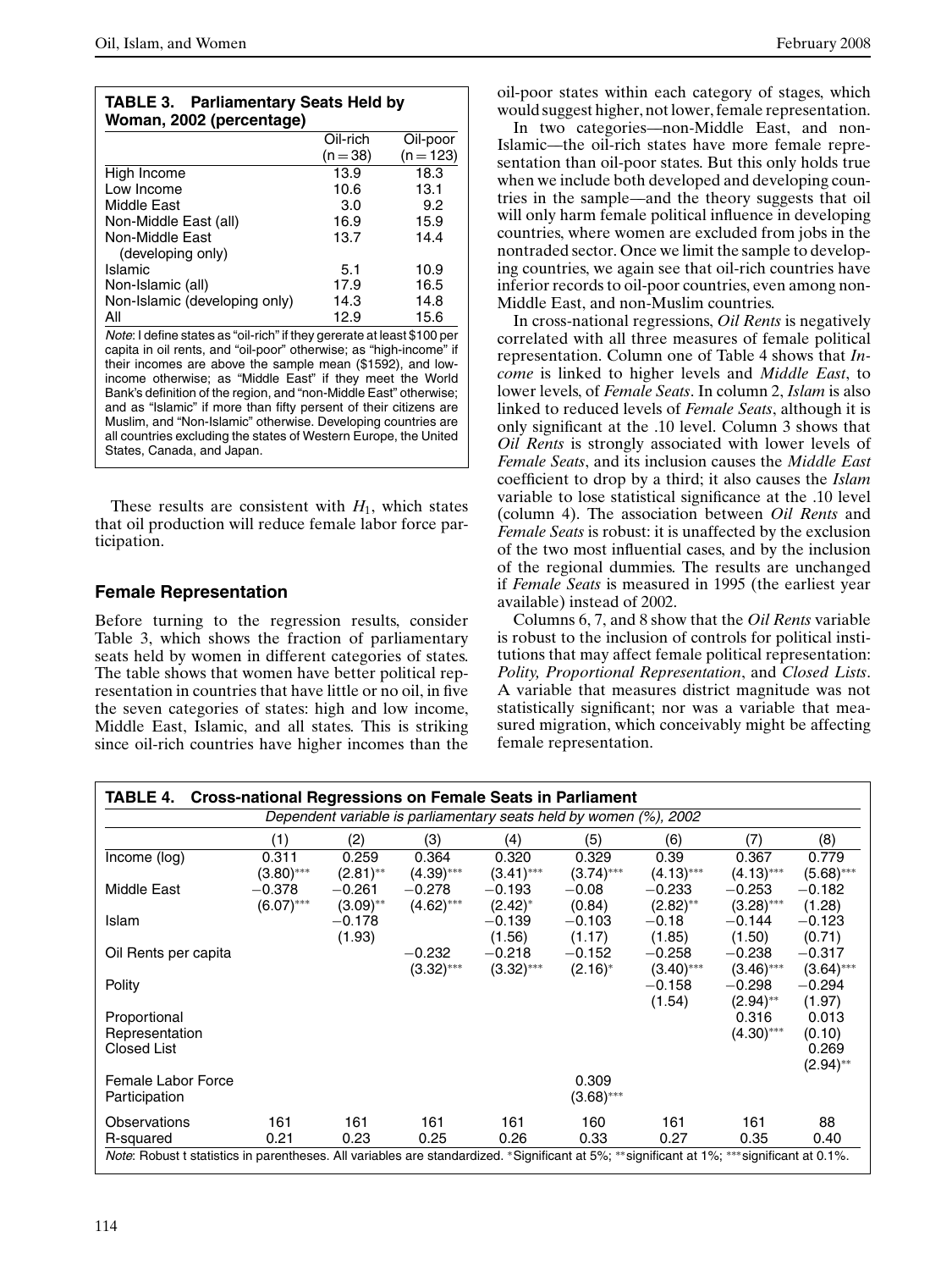**TABLE 3. Parliamentary Seats Held by Woman, 2002 (percentage)**

| | Oil-rich (n = 38) | Oil-poor (n = 123) |
|---|---|---|
| High Income | 13.9 | 18.3 |
| Low Income | 10.6 | 13.1 |
| Middle East | 3.0 | 9.2 |
| Non-Middle East (all) | 16.9 | 15.9 |
| Non-Middle East (developing only) | 13.7 | 14.4 |
| Islamic | 5.1 | 10.9 |
| Non-Islamic (all) | 17.9 | 16.5 |
| Non-Islamic (developing only) | 14.3 | 14.8 |
| All | 12.9 | 15.6 |

*Note*: I define states as "oil-rich" if they gererate at least $100 per capita in oil rents, and "oil-poor" otherwise; as "high-income" if their incomes are above the sample mean ($1592), and low-income otherwise; as "Middle East" if they meet the World Bank's definition of the region, and "non-Middle East" otherwise; and as "Islamic" if more than fifty persent of their citizens are Muslim, and "Non-Islamic" otherwise. Developing countries are all countries excluding the states of Western Europe, the United States, Canada, and Japan.

These results are consistent with $H_1$, which states that oil production will reduce female labor force participation.

## Female Representation

Before turning to the regression results, consider Table 3, which shows the fraction of parliamentary seats held by women in different categories of states. The table shows that women have better political representation in countries that have little or no oil, in five the seven categories of states: high and low income, Middle East, Islamic, and all states. This is striking since oil-rich countries have higher incomes than the oil-poor states within each category of stages, which would suggest higher, not lower, female representation.

In two categories—non-Middle East, and non-Islamic—the oil-rich states have more female representation than oil-poor states. But this only holds true when we include both developed and developing countries in the sample—and the theory suggests that oil will only harm female political influence in developing countries, where women are excluded from jobs in the nontraded sector. Once we limit the sample to developing countries, we again see that oil-rich countries have inferior records to oil-poor countries, even among non-Middle East, and non-Muslim countries.

In cross-national regressions, *Oil Rents* is negatively correlated with all three measures of female political representation. Column one of Table 4 shows that *Income* is linked to higher levels and *Middle East*, to lower levels, of *Female Seats*. In column 2, *Islam* is also linked to reduced levels of *Female Seats*, although it is only significant at the .10 level. Column 3 shows that *Oil Rents* is strongly associated with lower levels of *Female Seats*, and its inclusion causes the *Middle East* coefficient to drop by a third; it also causes the *Islam* variable to lose statistical significance at the .10 level (column 4). The association between *Oil Rents* and *Female Seats* is robust: it is unaffected by the exclusion of the two most influential cases, and by the inclusion of the regional dummies. The results are unchanged if *Female Seats* is measured in 1995 (the earliest year available) instead of 2002.

Columns 6, 7, and 8 show that the *Oil Rents* variable is robust to the inclusion of controls for political institutions that may affect female political representation: *Polity, Proportional Representation*, and *Closed Lists*. A variable that measures district magnitude was not statistically significant; nor was a variable that measured migration, which conceivably might be affecting female representation.

**TABLE 4. Cross-national Regressions on Female Seats in Parliament**

*Dependent variable is parliamentary seats held by women (%), 2002*

| | (1) | (2) | (3) | (4) | (5) | (6) | (7) | (8) |
|---|---|---|---|---|---|---|---|---|
| Income (log) | 0.311 | 0.259 | 0.364 | 0.320 | 0.329 | 0.39 | 0.367 | 0.779 |
| | (3.80)*** | (2.81)** | (4.39)*** | (3.41)*** | (3.74)*** | (4.13)*** | (4.13)*** | (5.68)*** |
| Middle East | −0.378 | −0.261 | −0.278 | −0.193 | −0.08 | −0.233 | −0.253 | −0.182 |
| | (6.07)*** | (3.09)** | (4.62)*** | (2.42)* | (0.84) | (2.82)** | (3.28)*** | (1.28) |
| Islam | | −0.178 | | −0.139 | −0.103 | −0.18 | −0.144 | −0.123 |
| | | (1.93) | | (1.56) | (1.17) | (1.85) | (1.50) | (0.71) |
| Oil Rents per capita | | | −0.232 | −0.218 | −0.152 | −0.258 | −0.238 | −0.317 |
| | | | (3.32)*** | (3.32)*** | (2.16)* | (3.40)*** | (3.46)*** | (3.64)*** |
| Polity | | | | | | −0.158 | −0.298 | −0.294 |
| | | | | | | (1.54) | (2.94)** | (1.97) |
| Proportional Representation | | | | | | | 0.316 | 0.013 |
| | | | | | | | (4.30)*** | (0.10) |
| Closed List | | | | | | | | 0.269 |
| | | | | | | | | (2.94)** |
| Female Labor Force Participation | | | | | 0.309 | | | |
| | | | | | (3.68)*** | | | |
| Observations | 161 | 161 | 161 | 161 | 160 | 161 | 161 | 88 |
| R-squared | 0.21 | 0.23 | 0.25 | 0.26 | 0.33 | 0.27 | 0.35 | 0.40 |

*Note*: Robust t statistics in parentheses. All variables are standardized. *Significant at 5%; **significant at 1%; ***significant at 0.1%.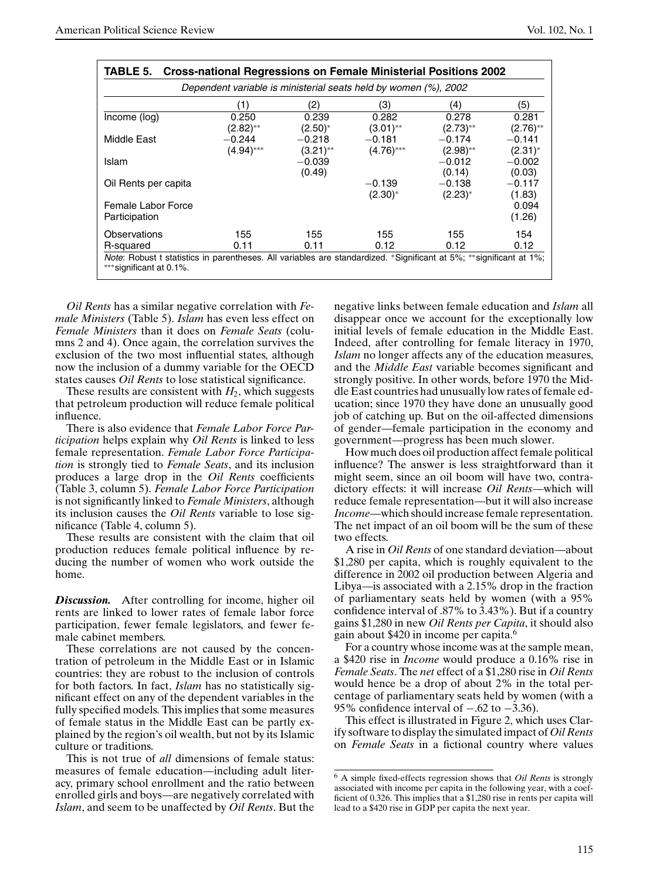**TABLE 5. Cross-national Regressions on Female Ministerial Positions 2002**

| Dependent variable is ministerial seats held by women (%), 2002 | | | | | |
|---|---|---|---|---|---|
| | (1) | (2) | (3) | (4) | (5) |
| Income (log) | 0.250 | 0.239 | 0.282 | 0.278 | 0.281 |
| | (2.82)** | (2.50)* | (3.01)** | (2.73)** | (2.76)** |
| Middle East | −0.244 | −0.218 | −0.181 | −0.174 | −0.141 |
| | (4.94)*** | (3.21)** | (4.76)*** | (2.98)** | (2.31)* |
| Islam | | −0.039 | | −0.012 | −0.002 |
| | | (0.49) | | (0.14) | (0.03) |
| Oil Rents per capita | | | −0.139 | −0.138 | −0.117 |
| | | | (2.30)* | (2.23)* | (1.83) |
| Female Labor Force Participation | | | | | 0.094 |
| | | | | | (1.26) |
| Observations | 155 | 155 | 155 | 155 | 154 |
| R-squared | 0.11 | 0.11 | 0.12 | 0.12 | 0.12 |

*Note*: Robust t statistics in parentheses. All variables are standardized. *Significant at 5%; **significant at 1%; ***significant at 0.1%.

*Oil Rents* has a similar negative correlation with *Female Ministers* (Table 5). *Islam* has even less effect on *Female Ministers* than it does on *Female Seats* (columns 2 and 4). Once again, the correlation survives the exclusion of the two most influential states, although now the inclusion of a dummy variable for the OECD states causes *Oil Rents* to lose statistical significance.

These results are consistent with $H_2$, which suggests that petroleum production will reduce female political influence.

There is also evidence that *Female Labor Force Participation* helps explain why *Oil Rents* is linked to less female representation. *Female Labor Force Participation* is strongly tied to *Female Seats*, and its inclusion produces a large drop in the *Oil Rents* coefficients (Table 3, column 5). *Female Labor Force Participation* is not significantly linked to *Female Ministers*, although its inclusion causes the *Oil Rents* variable to lose significance (Table 4, column 5).

These results are consistent with the claim that oil production reduces female political influence by reducing the number of women who work outside the home.

***Discussion.*** After controlling for income, higher oil rents are linked to lower rates of female labor force participation, fewer female legislators, and fewer female cabinet members.

These correlations are not caused by the concentration of petroleum in the Middle East or in Islamic countries: they are robust to the inclusion of controls for both factors. In fact, *Islam* has no statistically significant effect on any of the dependent variables in the fully specified models. This implies that some measures of female status in the Middle East can be partly explained by the region's oil wealth, but not by its Islamic culture or traditions.

This is not true of *all* dimensions of female status: measures of female education—including adult literacy, primary school enrollment and the ratio between enrolled girls and boys—are negatively correlated with *Islam*, and seem to be unaffected by *Oil Rents*. But the negative links between female education and *Islam* all disappear once we account for the exceptionally low initial levels of female education in the Middle East. Indeed, after controlling for female literacy in 1970, *Islam* no longer affects any of the education measures, and the *Middle East* variable becomes significant and strongly positive. In other words, before 1970 the Middle East countries had unusually low rates of female education; since 1970 they have done an unusually good job of catching up. But on the oil-affected dimensions of gender—female participation in the economy and government—progress has been much slower.

How much does oil production affect female political influence? The answer is less straightforward than it might seem, since an oil boom will have two, contradictory effects: it will increase *Oil Rents*—which will reduce female representation—but it will also increase *Income*—which should increase female representation. The net impact of an oil boom will be the sum of these two effects.

A rise in *Oil Rents* of one standard deviation—about \$1,280 per capita, which is roughly equivalent to the difference in 2002 oil production between Algeria and Libya—is associated with a 2.15% drop in the fraction of parliamentary seats held by women (with a 95% confidence interval of .87% to 3.43%). But if a country gains \$1,280 in new *Oil Rents per Capita*, it should also gain about \$420 in income per capita.[6]

For a country whose income was at the sample mean, a \$420 rise in *Income* would produce a 0.16% rise in *Female Seats*. The *net* effect of a \$1,280 rise in *Oil Rents* would hence be a drop of about 2% in the total percentage of parliamentary seats held by women (with a 95% confidence interval of −.62 to −3.36).

This effect is illustrated in Figure 2, which uses Clarify software to display the simulated impact of *Oil Rents* on *Female Seats* in a fictional country where values

[6] A simple fixed-effects regression shows that *Oil Rents* is strongly associated with income per capita in the following year, with a coefficient of 0.326. This implies that a \$1,280 rise in rents per capita will lead to a \$420 rise in GDP per capita the next year.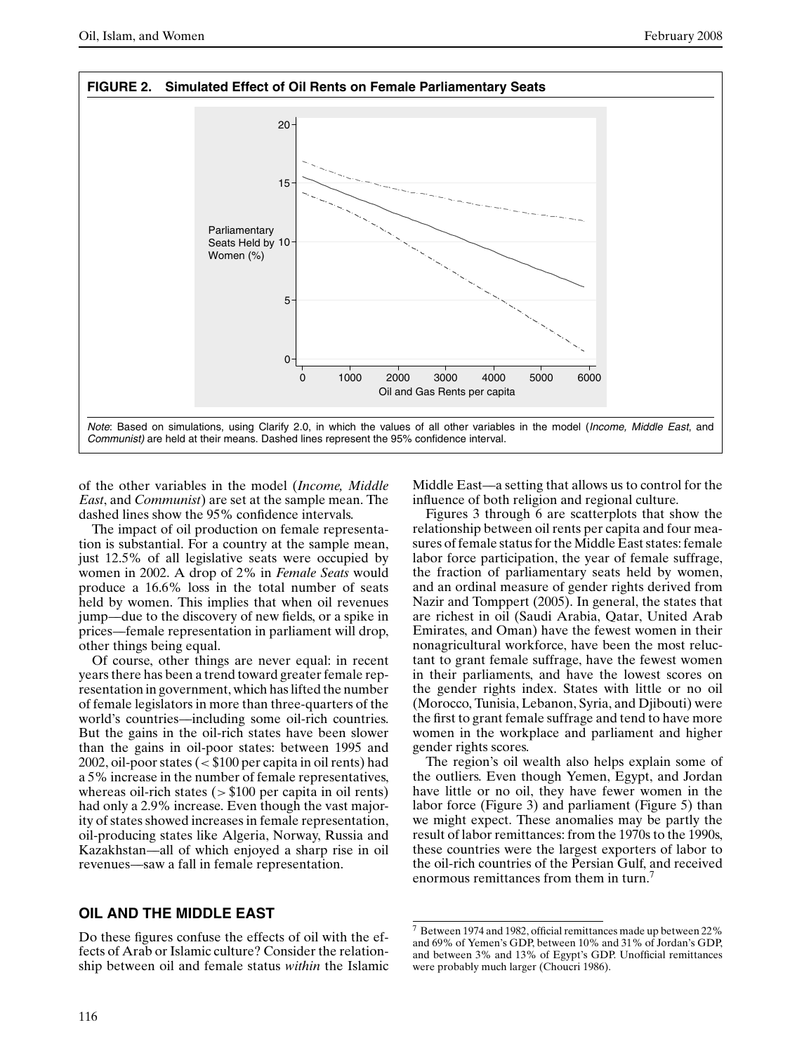**FIGURE 2. Simulated Effect of Oil Rents on Female Parliamentary Seats**

*Note*: Based on simulations, using Clarify 2.0, in which the values of all other variables in the model (*Income, Middle East*, and *Communist)* are held at their means. Dashed lines represent the 95% confidence interval.

of the other variables in the model (*Income, Middle East*, and *Communist*) are set at the sample mean. The dashed lines show the 95% confidence intervals.

The impact of oil production on female representation is substantial. For a country at the sample mean, just 12.5% of all legislative seats were occupied by women in 2002. A drop of 2% in *Female Seats* would produce a 16.6% loss in the total number of seats held by women. This implies that when oil revenues jump—due to the discovery of new fields, or a spike in prices—female representation in parliament will drop, other things being equal.

Of course, other things are never equal: in recent years there has been a trend toward greater female representation in government, which has lifted the number of female legislators in more than three-quarters of the world's countries—including some oil-rich countries. But the gains in the oil-rich states have been slower than the gains in oil-poor states: between 1995 and 2002, oil-poor states (< \$100 per capita in oil rents) had a 5% increase in the number of female representatives, whereas oil-rich states (> \$100 per capita in oil rents) had only a 2.9% increase. Even though the vast majority of states showed increases in female representation, oil-producing states like Algeria, Norway, Russia and Kazakhstan—all of which enjoyed a sharp rise in oil revenues—saw a fall in female representation.

## OIL AND THE MIDDLE EAST

Do these figures confuse the effects of oil with the effects of Arab or Islamic culture? Consider the relationship between oil and female status *within* the Islamic Middle East—a setting that allows us to control for the influence of both religion and regional culture.

Figures 3 through 6 are scatterplots that show the relationship between oil rents per capita and four measures of female status for the Middle East states: female labor force participation, the year of female suffrage, the fraction of parliamentary seats held by women, and an ordinal measure of gender rights derived from Nazir and Tomppert (2005). In general, the states that are richest in oil (Saudi Arabia, Qatar, United Arab Emirates, and Oman) have the fewest women in their nonagricultural workforce, have been the most reluctant to grant female suffrage, have the fewest women in their parliaments, and have the lowest scores on the gender rights index. States with little or no oil (Morocco, Tunisia, Lebanon, Syria, and Djibouti) were the first to grant female suffrage and tend to have more women in the workplace and parliament and higher gender rights scores.

The region's oil wealth also helps explain some of the outliers. Even though Yemen, Egypt, and Jordan have little or no oil, they have fewer women in the labor force (Figure 3) and parliament (Figure 5) than we might expect. These anomalies may be partly the result of labor remittances: from the 1970s to the 1990s, these countries were the largest exporters of labor to the oil-rich countries of the Persian Gulf, and received enormous remittances from them in turn.[7]

[7] Between 1974 and 1982, official remittances made up between 22% and 69% of Yemen's GDP, between 10% and 31% of Jordan's GDP, and between 3% and 13% of Egypt's GDP. Unofficial remittances were probably much larger (Choucri 1986).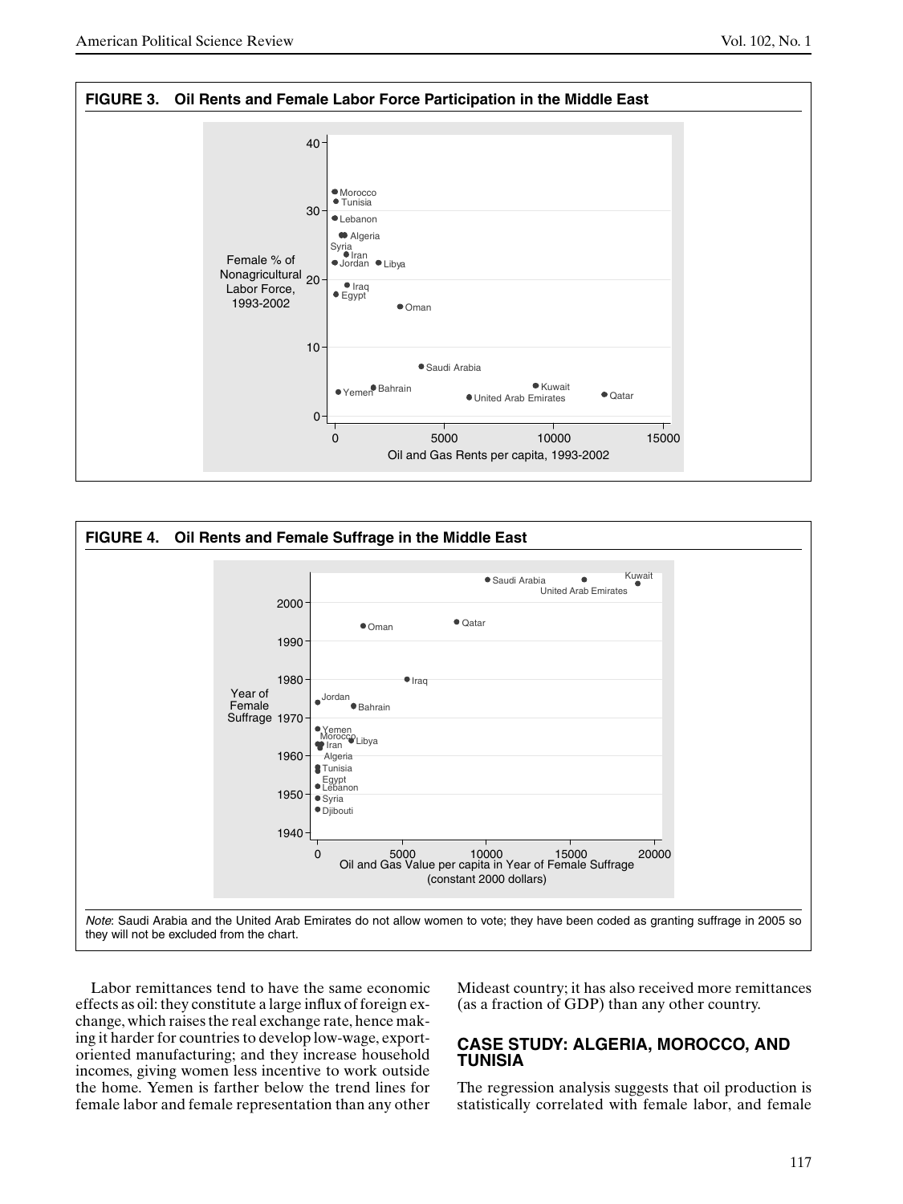**FIGURE 3. Oil Rents and Female Labor Force Participation in the Middle East**

**FIGURE 4. Oil Rents and Female Suffrage in the Middle East**

*Note*: Saudi Arabia and the United Arab Emirates do not allow women to vote; they have been coded as granting suffrage in 2005 so they will not be excluded from the chart.

Labor remittances tend to have the same economic effects as oil: they constitute a large influx of foreign exchange, which raises the real exchange rate, hence making it harder for countries to develop low-wage, export-oriented manufacturing; and they increase household incomes, giving women less incentive to work outside the home. Yemen is farther below the trend lines for female labor and female representation than any other Mideast country; it has also received more remittances (as a fraction of GDP) than any other country.

## CASE STUDY: ALGERIA, MOROCCO, AND TUNISIA

The regression analysis suggests that oil production is statistically correlated with female labor, and female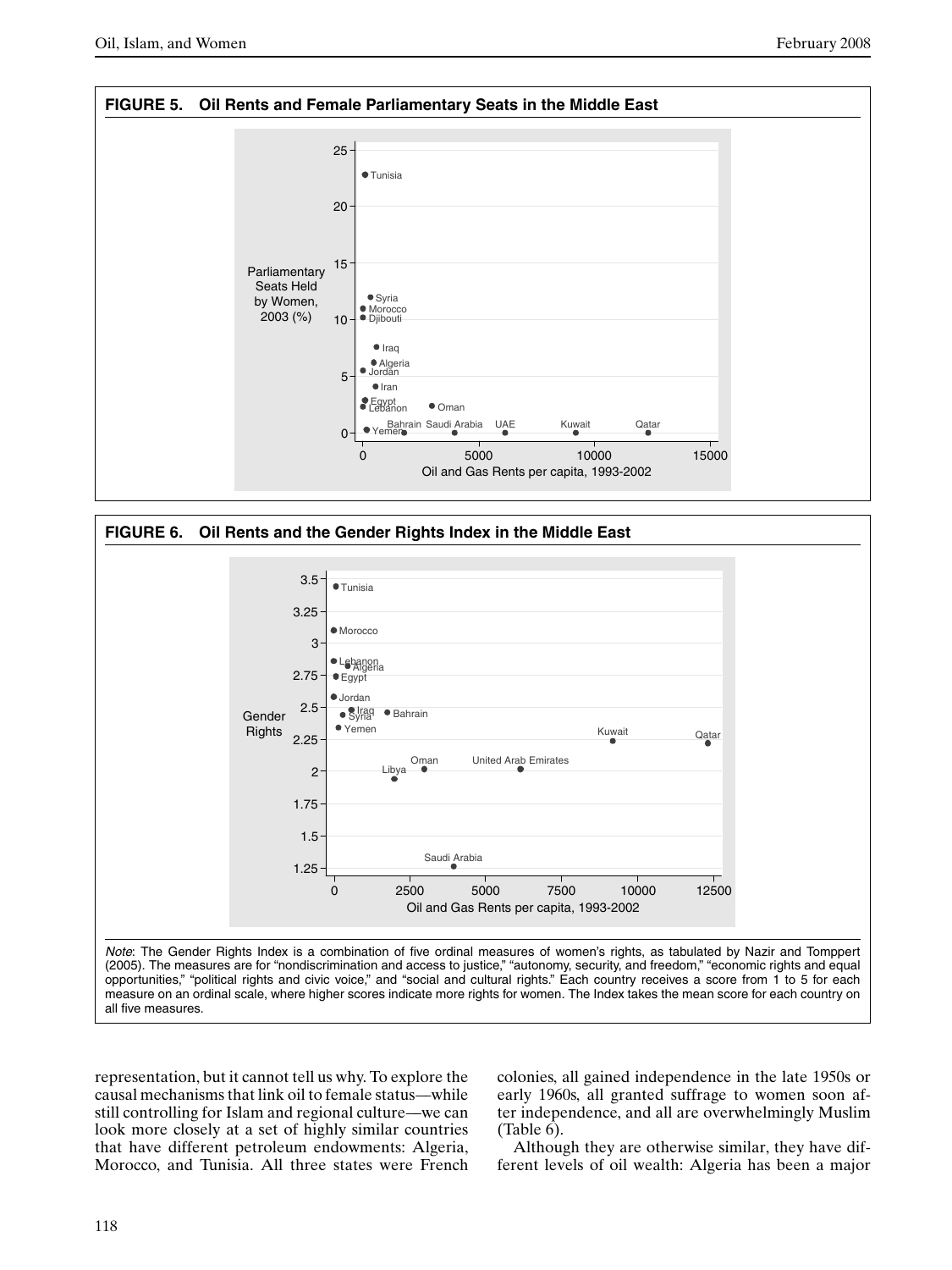**FIGURE 5. Oil Rents and Female Parliamentary Seats in the Middle East**

**FIGURE 6. Oil Rents and the Gender Rights Index in the Middle East**

*Note*: The Gender Rights Index is a combination of five ordinal measures of women's rights, as tabulated by Nazir and Tomppert (2005). The measures are for "nondiscrimination and access to justice," "autonomy, security, and freedom," "economic rights and equal opportunities," "political rights and civic voice," and "social and cultural rights." Each country receives a score from 1 to 5 for each measure on an ordinal scale, where higher scores indicate more rights for women. The Index takes the mean score for each country on all five measures.

representation, but it cannot tell us why. To explore the causal mechanisms that link oil to female status—while still controlling for Islam and regional culture—we can look more closely at a set of highly similar countries that have different petroleum endowments: Algeria, Morocco, and Tunisia. All three states were French colonies, all gained independence in the late 1950s or early 1960s, all granted suffrage to women soon after independence, and all are overwhelmingly Muslim (Table 6).

Although they are otherwise similar, they have different levels of oil wealth: Algeria has been a major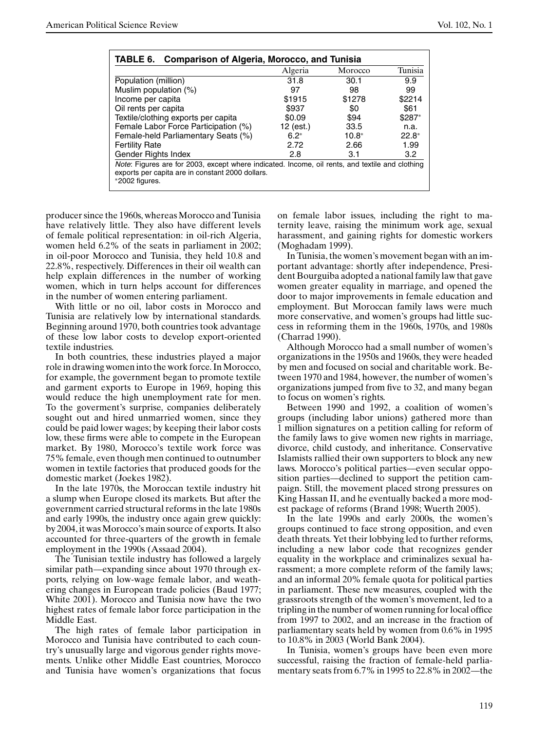**TABLE 6. Comparison of Algeria, Morocco, and Tunisia**

| | Algeria | Morocco | Tunisia |
|---|---|---|---|
| Population (million) | 31.8 | 30.1 | 9.9 |
| Muslim population (%) | 97 | 98 | 99 |
| Income per capita | $1915 | $1278 | $2214 |
| Oil rents per capita | $937 | $0 | $61 |
| Textile/clothing exports per capita | $0.09 | $94 | $287* |
| Female Labor Force Participation (%) | 12 (est.) | 33.5 | n.a. |
| Female-held Parliamentary Seats (%) | 6.2* | 10.8* | 22.8* |
| Fertility Rate | 2.72 | 2.66 | 1.99 |
| Gender Rights Index | 2.8 | 3.1 | 3.2 |

*Note*: Figures are for 2003, except where indicated. Income, oil rents, and textile and clothing exports per capita are in constant 2000 dollars.
*2002 figures.

producer since the 1960s, whereas Morocco and Tunisia have relatively little. They also have different levels of female political representation: in oil-rich Algeria, women held 6.2% of the seats in parliament in 2002; in oil-poor Morocco and Tunisia, they held 10.8 and 22.8%, respectively. Differences in their oil wealth can help explain differences in the number of working women, which in turn helps account for differences in the number of women entering parliament.

With little or no oil, labor costs in Morocco and Tunisia are relatively low by international standards. Beginning around 1970, both countries took advantage of these low labor costs to develop export-oriented textile industries.

In both countries, these industries played a major role in drawing women into the work force. In Morocco, for example, the government began to promote textile and garment exports to Europe in 1969, hoping this would reduce the high unemployment rate for men. To the goverment's surprise, companies deliberately sought out and hired unmarried women, since they could be paid lower wages; by keeping their labor costs low, these firms were able to compete in the European market. By 1980, Morocco's textile work force was 75% female, even though men continued to outnumber women in textile factories that produced goods for the domestic market (Joekes 1982).

In the late 1970s, the Moroccan textile industry hit a slump when Europe closed its markets. But after the government carried structural reforms in the late 1980s and early 1990s, the industry once again grew quickly: by 2004, it was Morocco's main source of exports. It also accounted for three-quarters of the growth in female employment in the 1990s (Assaad 2004).

The Tunisian textile industry has followed a largely similar path—expanding since about 1970 through exports, relying on low-wage female labor, and weathering changes in European trade policies (Baud 1977; White 2001). Morocco and Tunisia now have the two highest rates of female labor force participation in the Middle East.

The high rates of female labor participation in Morocco and Tunisia have contributed to each country's unusually large and vigorous gender rights movements. Unlike other Middle East countries, Morocco and Tunisia have women's organizations that focus on female labor issues, including the right to maternity leave, raising the minimum work age, sexual harassment, and gaining rights for domestic workers (Moghadam 1999).

In Tunisia, the women's movement began with an important advantage: shortly after independence, President Bourguiba adopted a national family law that gave women greater equality in marriage, and opened the door to major improvements in female education and employment. But Moroccan family laws were much more conservative, and women's groups had little success in reforming them in the 1960s, 1970s, and 1980s (Charrad 1990).

Although Morocco had a small number of women's organizations in the 1950s and 1960s, they were headed by men and focused on social and charitable work. Between 1970 and 1984, however, the number of women's organizations jumped from five to 32, and many began to focus on women's rights.

Between 1990 and 1992, a coalition of women's groups (including labor unions) gathered more than 1 million signatures on a petition calling for reform of the family laws to give women new rights in marriage, divorce, child custody, and inheritance. Conservative Islamists rallied their own supporters to block any new laws. Morocco's political parties—even secular opposition parties—declined to support the petition campaign. Still, the movement placed strong pressures on King Hassan II, and he eventually backed a more modest package of reforms (Brand 1998; Wuerth 2005).

In the late 1990s and early 2000s, the women's groups continued to face strong opposition, and even death threats. Yet their lobbying led to further reforms, including a new labor code that recognizes gender equality in the workplace and criminalizes sexual harassment; a more complete reform of the family laws; and an informal 20% female quota for political parties in parliament. These new measures, coupled with the grassroots strength of the women's movement, led to a tripling in the number of women running for local office from 1997 to 2002, and an increase in the fraction of parliamentary seats held by women from 0.6% in 1995 to 10.8% in 2003 (World Bank 2004).

In Tunisia, women's groups have been even more successful, raising the fraction of female-held parliamentary seats from 6.7% in 1995 to 22.8% in 2002—the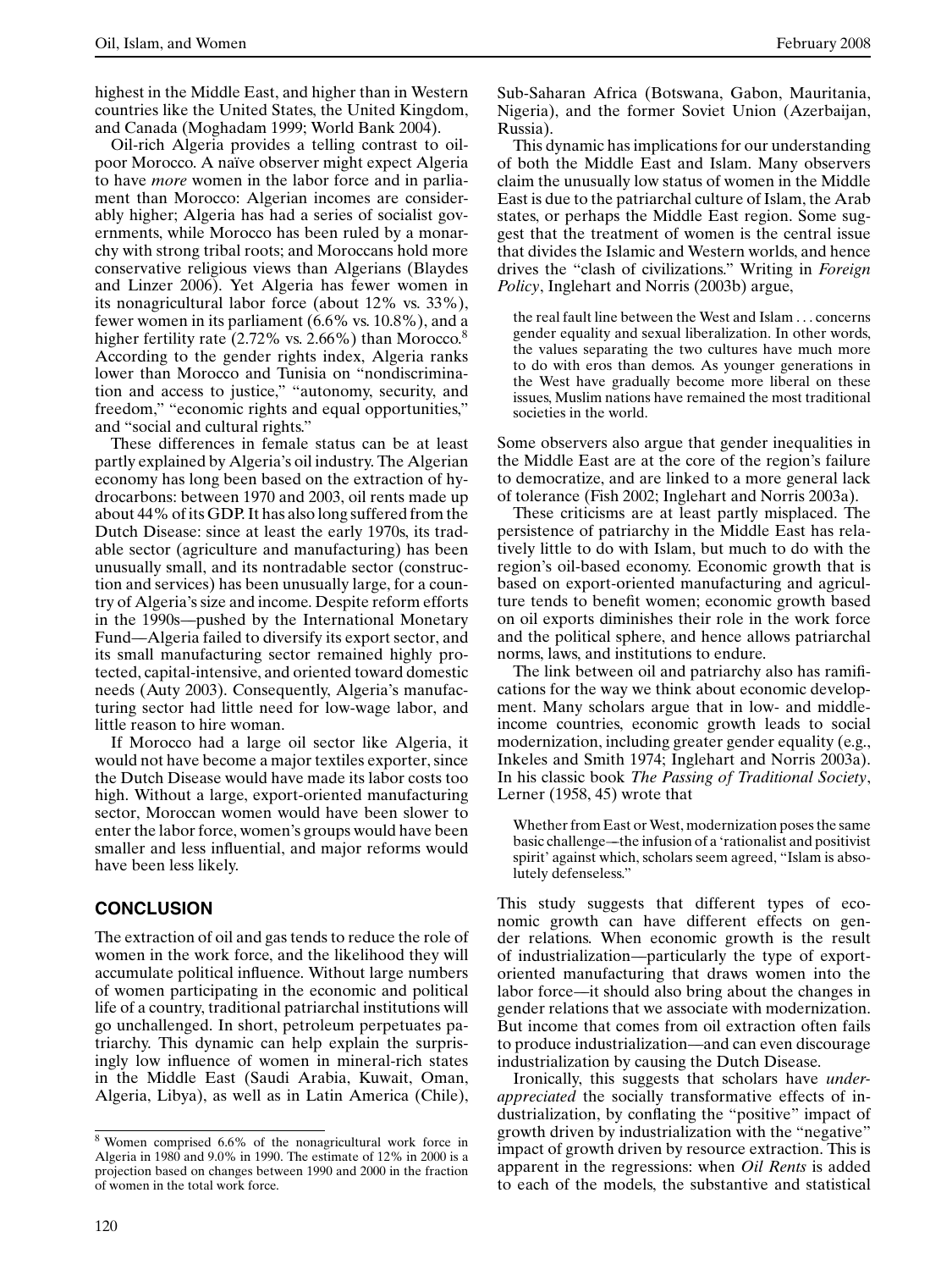highest in the Middle East, and higher than in Western countries like the United States, the United Kingdom, and Canada (Moghadam 1999; World Bank 2004).

Oil-rich Algeria provides a telling contrast to oil-poor Morocco. A naïve observer might expect Algeria to have *more* women in the labor force and in parliament than Morocco: Algerian incomes are considerably higher; Algeria has had a series of socialist governments, while Morocco has been ruled by a monarchy with strong tribal roots; and Moroccans hold more conservative religious views than Algerians (Blaydes and Linzer 2006). Yet Algeria has fewer women in its nonagricultural labor force (about 12% vs. 33%), fewer women in its parliament (6.6% vs. 10.8%), and a higher fertility rate (2.72% vs. 2.66%) than Morocco.[8] According to the gender rights index, Algeria ranks lower than Morocco and Tunisia on "nondiscrimination and access to justice," "autonomy, security, and freedom," "economic rights and equal opportunities," and "social and cultural rights."

These differences in female status can be at least partly explained by Algeria's oil industry. The Algerian economy has long been based on the extraction of hydrocarbons: between 1970 and 2003, oil rents made up about 44% of its GDP. It has also long suffered from the Dutch Disease: since at least the early 1970s, its tradable sector (agriculture and manufacturing) has been unusually small, and its nontradable sector (construction and services) has been unusually large, for a country of Algeria's size and income. Despite reform efforts in the 1990s—pushed by the International Monetary Fund—Algeria failed to diversify its export sector, and its small manufacturing sector remained highly protected, capital-intensive, and oriented toward domestic needs (Auty 2003). Consequently, Algeria's manufacturing sector had little need for low-wage labor, and little reason to hire woman.

If Morocco had a large oil sector like Algeria, it would not have become a major textiles exporter, since the Dutch Disease would have made its labor costs too high. Without a large, export-oriented manufacturing sector, Moroccan women would have been slower to enter the labor force, women's groups would have been smaller and less influential, and major reforms would have been less likely.

## CONCLUSION

The extraction of oil and gas tends to reduce the role of women in the work force, and the likelihood they will accumulate political influence. Without large numbers of women participating in the economic and political life of a country, traditional patriarchal institutions will go unchallenged. In short, petroleum perpetuates patriarchy. This dynamic can help explain the surprisingly low influence of women in mineral-rich states in the Middle East (Saudi Arabia, Kuwait, Oman, Algeria, Libya), as well as in Latin America (Chile), Sub-Saharan Africa (Botswana, Gabon, Mauritania, Nigeria), and the former Soviet Union (Azerbaijan, Russia).

This dynamic has implications for our understanding of both the Middle East and Islam. Many observers claim the unusually low status of women in the Middle East is due to the patriarchal culture of Islam, the Arab states, or perhaps the Middle East region. Some suggest that the treatment of women is the central issue that divides the Islamic and Western worlds, and hence drives the "clash of civilizations." Writing in *Foreign Policy*, Inglehart and Norris (2003b) argue,

> the real fault line between the West and Islam . . . concerns gender equality and sexual liberalization. In other words, the values separating the two cultures have much more to do with eros than demos. As younger generations in the West have gradually become more liberal on these issues, Muslim nations have remained the most traditional societies in the world.

Some observers also argue that gender inequalities in the Middle East are at the core of the region's failure to democratize, and are linked to a more general lack of tolerance (Fish 2002; Inglehart and Norris 2003a).

These criticisms are at least partly misplaced. The persistence of patriarchy in the Middle East has relatively little to do with Islam, but much to do with the region's oil-based economy. Economic growth that is based on export-oriented manufacturing and agriculture tends to benefit women; economic growth based on oil exports diminishes their role in the work force and the political sphere, and hence allows patriarchal norms, laws, and institutions to endure.

The link between oil and patriarchy also has ramifications for the way we think about economic development. Many scholars argue that in low- and middle-income countries, economic growth leads to social modernization, including greater gender equality (e.g., Inkeles and Smith 1974; Inglehart and Norris 2003a). In his classic book *The Passing of Traditional Society*, Lerner (1958, 45) wrote that

> Whether from East or West, modernization poses the same basic challenge—the infusion of a 'rationalist and positivist spirit' against which, scholars seem agreed, "Islam is absolutely defenseless."

This study suggests that different types of economic growth can have different effects on gender relations. When economic growth is the result of industrialization—particularly the type of export-oriented manufacturing that draws women into the labor force—it should also bring about the changes in gender relations that we associate with modernization. But income that comes from oil extraction often fails to produce industrialization—and can even discourage industrialization by causing the Dutch Disease.

Ironically, this suggests that scholars have *underappreciated* the socially transformative effects of industrialization, by conflating the "positive" impact of growth driven by industrialization with the "negative" impact of growth driven by resource extraction. This is apparent in the regressions: when *Oil Rents* is added to each of the models, the substantive and statistical

---

[8] Women comprised 6.6% of the nonagricultural work force in Algeria in 1980 and 9.0% in 1990. The estimate of 12% in 2000 is a projection based on changes between 1990 and 2000 in the fraction of women in the total work force.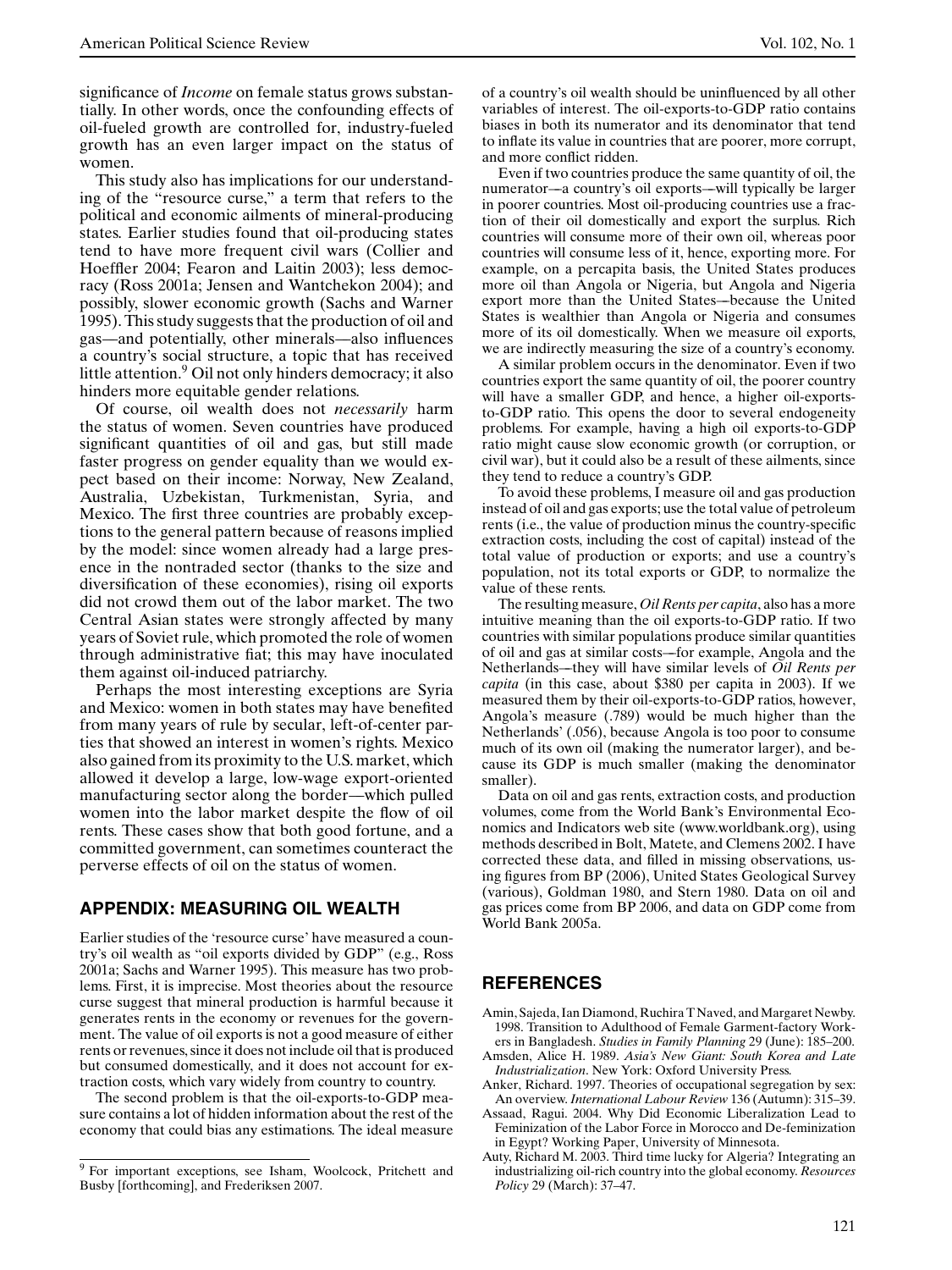significance of *Income* on female status grows substantially. In other words, once the confounding effects of oil-fueled growth are controlled for, industry-fueled growth has an even larger impact on the status of women.

This study also has implications for our understanding of the "resource curse," a term that refers to the political and economic ailments of mineral-producing states. Earlier studies found that oil-producing states tend to have more frequent civil wars (Collier and Hoeffler 2004; Fearon and Laitin 2003); less democracy (Ross 2001a; Jensen and Wantchekon 2004); and possibly, slower economic growth (Sachs and Warner 1995). This study suggests that the production of oil and gas—and potentially, other minerals—also influences a country's social structure, a topic that has received little attention.[9] Oil not only hinders democracy; it also hinders more equitable gender relations.

Of course, oil wealth does not *necessarily* harm the status of women. Seven countries have produced significant quantities of oil and gas, but still made faster progress on gender equality than we would expect based on their income: Norway, New Zealand, Australia, Uzbekistan, Turkmenistan, Syria, and Mexico. The first three countries are probably exceptions to the general pattern because of reasons implied by the model: since women already had a large presence in the nontraded sector (thanks to the size and diversification of these economies), rising oil exports did not crowd them out of the labor market. The two Central Asian states were strongly affected by many years of Soviet rule, which promoted the role of women through administrative fiat; this may have inoculated them against oil-induced patriarchy.

Perhaps the most interesting exceptions are Syria and Mexico: women in both states may have benefited from many years of rule by secular, left-of-center parties that showed an interest in women's rights. Mexico also gained from its proximity to the U.S. market, which allowed it develop a large, low-wage export-oriented manufacturing sector along the border—which pulled women into the labor market despite the flow of oil rents. These cases show that both good fortune, and a committed government, can sometimes counteract the perverse effects of oil on the status of women.

## APPENDIX: MEASURING OIL WEALTH

Earlier studies of the 'resource curse' have measured a country's oil wealth as "oil exports divided by GDP" (e.g., Ross 2001a; Sachs and Warner 1995). This measure has two problems. First, it is imprecise. Most theories about the resource curse suggest that mineral production is harmful because it generates rents in the economy or revenues for the government. The value of oil exports is not a good measure of either rents or revenues, since it does not include oil that is produced but consumed domestically, and it does not account for extraction costs, which vary widely from country to country.

The second problem is that the oil-exports-to-GDP measure contains a lot of hidden information about the rest of the economy that could bias any estimations. The ideal measure of a country's oil wealth should be uninfluenced by all other variables of interest. The oil-exports-to-GDP ratio contains biases in both its numerator and its denominator that tend to inflate its value in countries that are poorer, more corrupt, and more conflict ridden.

Even if two countries produce the same quantity of oil, the numerator—a country's oil exports—will typically be larger in poorer countries. Most oil-producing countries use a fraction of their oil domestically and export the surplus. Rich countries will consume more of their own oil, whereas poor countries will consume less of it, hence, exporting more. For example, on a percapita basis, the United States produces more oil than Angola or Nigeria, but Angola and Nigeria export more than the United States—because the United States is wealthier than Angola or Nigeria and consumes more of its oil domestically. When we measure oil exports, we are indirectly measuring the size of a country's economy.

A similar problem occurs in the denominator. Even if two countries export the same quantity of oil, the poorer country will have a smaller GDP, and hence, a higher oil-exports-to-GDP ratio. This opens the door to several endogeneity problems. For example, having a high oil exports-to-GDP ratio might cause slow economic growth (or corruption, or civil war), but it could also be a result of these ailments, since they tend to reduce a country's GDP.

To avoid these problems, I measure oil and gas production instead of oil and gas exports; use the total value of petroleum rents (i.e., the value of production minus the country-specific extraction costs, including the cost of capital) instead of the total value of production or exports; and use a country's population, not its total exports or GDP, to normalize the value of these rents.

The resulting measure, *Oil Rents per capita*, also has a more intuitive meaning than the oil exports-to-GDP ratio. If two countries with similar populations produce similar quantities of oil and gas at similar costs—for example, Angola and the Netherlands—they will have similar levels of *Oil Rents per capita* (in this case, about \$380 per capita in 2003). If we measured them by their oil-exports-to-GDP ratios, however, Angola's measure (.789) would be much higher than the Netherlands' (.056), because Angola is too poor to consume much of its own oil (making the numerator larger), and because its GDP is much smaller (making the denominator smaller).

Data on oil and gas rents, extraction costs, and production volumes, come from the World Bank's Environmental Economics and Indicators web site (www.worldbank.org), using methods described in Bolt, Matete, and Clemens 2002. I have corrected these data, and filled in missing observations, using figures from BP (2006), United States Geological Survey (various), Goldman 1980, and Stern 1980. Data on oil and gas prices come from BP 2006, and data on GDP come from World Bank 2005a.

## REFERENCES

Amin, Sajeda, Ian Diamond, Ruchira T Naved, and Margaret Newby. 1998. Transition to Adulthood of Female Garment-factory Workers in Bangladesh. *Studies in Family Planning* 29 (June): 185–200.

Amsden, Alice H. 1989. *Asia's New Giant: South Korea and Late Industrialization*. New York: Oxford University Press.

Anker, Richard. 1997. Theories of occupational segregation by sex: An overview. *International Labour Review* 136 (Autumn): 315–39.

Assaad, Ragui. 2004. Why Did Economic Liberalization Lead to Feminization of the Labor Force in Morocco and De-feminization in Egypt? Working Paper, University of Minnesota.

Auty, Richard M. 2003. Third time lucky for Algeria? Integrating an industrializing oil-rich country into the global economy. *Resources Policy* 29 (March): 37–47.

---

[9] For important exceptions, see Isham, Woolcock, Pritchett and Busby [forthcoming], and Frederiksen 2007.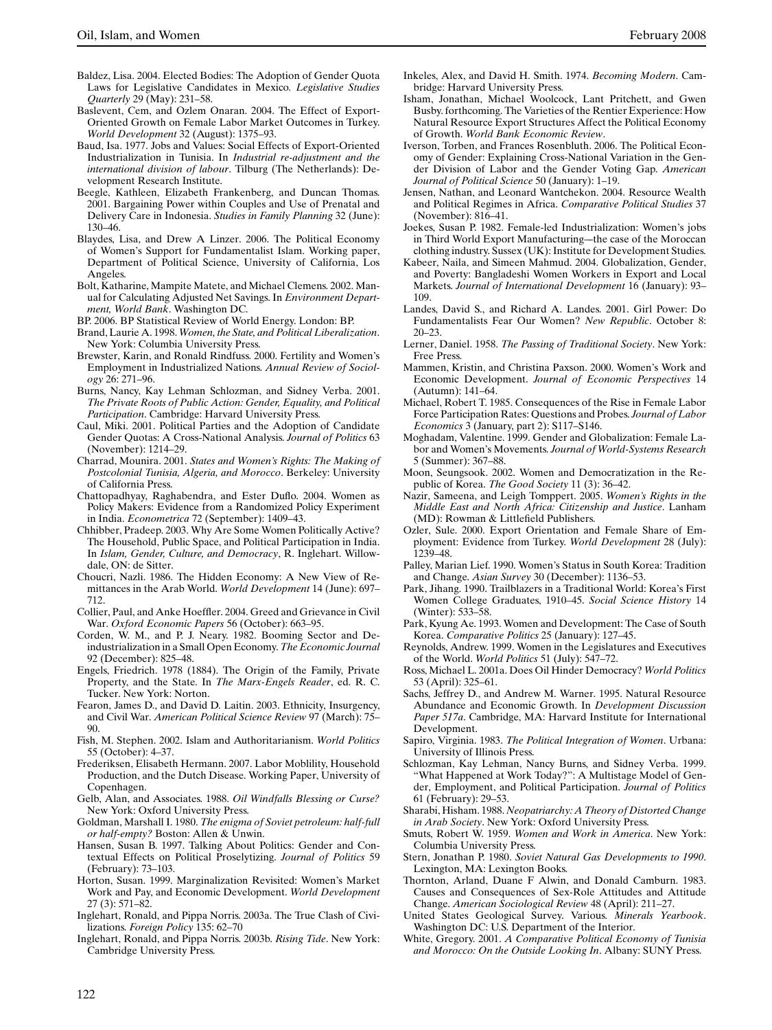Baldez, Lisa. 2004. Elected Bodies: The Adoption of Gender Quota Laws for Legislative Candidates in Mexico. *Legislative Studies Quarterly* 29 (May): 231–58.

Baslevent, Cem, and Ozlem Onaran. 2004. The Effect of Export-Oriented Growth on Female Labor Market Outcomes in Turkey. *World Development* 32 (August): 1375–93.

Baud, Isa. 1977. Jobs and Values: Social Effects of Export-Oriented Industrialization in Tunisia. In *Industrial re-adjustment and the international division of labour*. Tilburg (The Netherlands): Development Research Institute.

Beegle, Kathleen, Elizabeth Frankenberg, and Duncan Thomas. 2001. Bargaining Power within Couples and Use of Prenatal and Delivery Care in Indonesia. *Studies in Family Planning* 32 (June): 130–46.

Blaydes, Lisa, and Drew A Linzer. 2006. The Political Economy of Women's Support for Fundamentalist Islam. Working paper, Department of Political Science, University of California, Los Angeles.

Bolt, Katharine, Mampite Matete, and Michael Clemens. 2002. Manual for Calculating Adjusted Net Savings. In *Environment Department, World Bank*. Washington DC.

BP. 2006. BP Statistical Review of World Energy. London: BP.

Brand, Laurie A. 1998. *Women, the State, and Political Liberalization*. New York: Columbia University Press.

Brewster, Karin, and Ronald Rindfuss. 2000. Fertility and Women's Employment in Industrialized Nations. *Annual Review of Sociology* 26: 271–96.

Burns, Nancy, Kay Lehman Schlozman, and Sidney Verba. 2001. *The Private Roots of Public Action: Gender, Equality, and Political Participation*. Cambridge: Harvard University Press.

Caul, Miki. 2001. Political Parties and the Adoption of Candidate Gender Quotas: A Cross-National Analysis. *Journal of Politics* 63 (November): 1214–29.

Charrad, Mounira. 2001. *States and Women's Rights: The Making of Postcolonial Tunisia, Algeria, and Morocco*. Berkeley: University of California Press.

Chattopadhyay, Raghabendra, and Ester Duflo. 2004. Women as Policy Makers: Evidence from a Randomized Policy Experiment in India. *Econometrica* 72 (September): 1409–43.

Chhibber, Pradeep. 2003. Why Are Some Women Politically Active? The Household, Public Space, and Political Participation in India. In *Islam, Gender, Culture, and Democracy*, R. Inglehart. Willowdale, ON: de Sitter.

Choucri, Nazli. 1986. The Hidden Economy: A New View of Remittances in the Arab World. *World Development* 14 (June): 697–712.

Collier, Paul, and Anke Hoeffler. 2004. Greed and Grievance in Civil War. *Oxford Economic Papers* 56 (October): 663–95.

Corden, W. M., and P. J. Neary. 1982. Booming Sector and Deindustrialization in a Small Open Economy. *The Economic Journal* 92 (December): 825–48.

Engels, Friedrich. 1978 (1884). The Origin of the Family, Private Property, and the State. In *The Marx-Engels Reader*, ed. R. C. Tucker. New York: Norton.

Fearon, James D., and David D. Laitin. 2003. Ethnicity, Insurgency, and Civil War. *American Political Science Review* 97 (March): 75–90.

Fish, M. Stephen. 2002. Islam and Authoritarianism. *World Politics* 55 (October): 4–37.

Frederiksen, Elisabeth Hermann. 2007. Labor Moblility, Household Production, and the Dutch Disease. Working Paper, University of Copenhagen.

Gelb, Alan, and Associates. 1988. *Oil Windfalls Blessing or Curse?* New York: Oxford University Press.

Goldman, Marshall I. 1980. *The enigma of Soviet petroleum: half-full or half-empty?* Boston: Allen & Unwin.

Hansen, Susan B. 1997. Talking About Politics: Gender and Contextual Effects on Political Proselytizing. *Journal of Politics* 59 (February): 73–103.

Horton, Susan. 1999. Marginalization Revisited: Women's Market Work and Pay, and Economic Development. *World Development* 27 (3): 571–82.

Inglehart, Ronald, and Pippa Norris. 2003a. The True Clash of Civilizations. *Foreign Policy* 135: 62–70

Inglehart, Ronald, and Pippa Norris. 2003b. *Rising Tide*. New York: Cambridge University Press.

Inkeles, Alex, and David H. Smith. 1974. *Becoming Modern*. Cambridge: Harvard University Press.

Isham, Jonathan, Michael Woolcock, Lant Pritchett, and Gwen Busby. forthcoming. The Varieties of the Rentier Experience: How Natural Resource Export Structures Affect the Political Economy of Growth. *World Bank Economic Review*.

Iverson, Torben, and Frances Rosenbluth. 2006. The Political Economy of Gender: Explaining Cross-National Variation in the Gender Division of Labor and the Gender Voting Gap. *American Journal of Political Science* 50 (January): 1–19.

Jensen, Nathan, and Leonard Wantchekon. 2004. Resource Wealth and Political Regimes in Africa. *Comparative Political Studies* 37 (November): 816–41.

Joekes, Susan P. 1982. Female-led Industrialization: Women's jobs in Third World Export Manufacturing—the case of the Moroccan clothing industry. Sussex (UK): Institute for Development Studies.

Kabeer, Naila, and Simeen Mahmud. 2004. Globalization, Gender, and Poverty: Bangladeshi Women Workers in Export and Local Markets. *Journal of International Development* 16 (January): 93–109.

Landes, David S., and Richard A. Landes. 2001. Girl Power: Do Fundamentalists Fear Our Women? *New Republic*. October 8: 20–23.

Lerner, Daniel. 1958. *The Passing of Traditional Society*. New York: Free Press.

Mammen, Kristin, and Christina Paxson. 2000. Women's Work and Economic Development. *Journal of Economic Perspectives* 14 (Autumn): 141–64.

Michael, Robert T. 1985. Consequences of the Rise in Female Labor Force Participation Rates: Questions and Probes. *Journal of Labor Economics* 3 (January, part 2): S117–S146.

Moghadam, Valentine. 1999. Gender and Globalization: Female Labor and Women's Movements. *Journal of World-Systems Research* 5 (Summer): 367–88.

Moon, Seungsook. 2002. Women and Democratization in the Republic of Korea. *The Good Society* 11 (3): 36–42.

Nazir, Sameena, and Leigh Tomppert. 2005. *Women's Rights in the Middle East and North Africa: Citizenship and Justice*. Lanham (MD): Rowman & Littlefield Publishers.

Ozler, Sule. 2000. Export Orientation and Female Share of Employment: Evidence from Turkey. *World Development* 28 (July): 1239–48.

Palley, Marian Lief. 1990. Women's Status in South Korea: Tradition and Change. *Asian Survey* 30 (December): 1136–53.

Park, Jihang. 1990. Trailblazers in a Traditional World: Korea's First Women College Graduates, 1910–45. *Social Science History* 14 (Winter): 533–58.

Park, Kyung Ae. 1993. Women and Development: The Case of South Korea. *Comparative Politics* 25 (January): 127–45.

Reynolds, Andrew. 1999. Women in the Legislatures and Executives of the World. *World Politics* 51 (July): 547–72.

Ross, Michael L. 2001a. Does Oil Hinder Democracy? *World Politics* 53 (April): 325–61.

Sachs, Jeffrey D., and Andrew M. Warner. 1995. Natural Resource Abundance and Economic Growth. In *Development Discussion Paper 517a*. Cambridge, MA: Harvard Institute for International Development.

Sapiro, Virginia. 1983. *The Political Integration of Women*. Urbana: University of Illinois Press.

Schlozman, Kay Lehman, Nancy Burns, and Sidney Verba. 1999. "What Happened at Work Today?": A Multistage Model of Gender, Employment, and Political Participation. *Journal of Politics* 61 (February): 29–53.

Sharabi, Hisham. 1988. *Neopatriarchy: A Theory of Distorted Change in Arab Society*. New York: Oxford University Press.

Smuts, Robert W. 1959. *Women and Work in America*. New York: Columbia University Press.

Stern, Jonathan P. 1980. *Soviet Natural Gas Developments to 1990*. Lexington, MA: Lexington Books.

Thornton, Arland, Duane F Alwin, and Donald Camburn. 1983. Causes and Consequences of Sex-Role Attitudes and Attitude Change. *American Sociological Review* 48 (April): 211–27.

United States Geological Survey. Various. *Minerals Yearbook*. Washington DC: U.S. Department of the Interior.

White, Gregory. 2001. *A Comparative Political Economy of Tunisia and Morocco: On the Outside Looking In*. Albany: SUNY Press.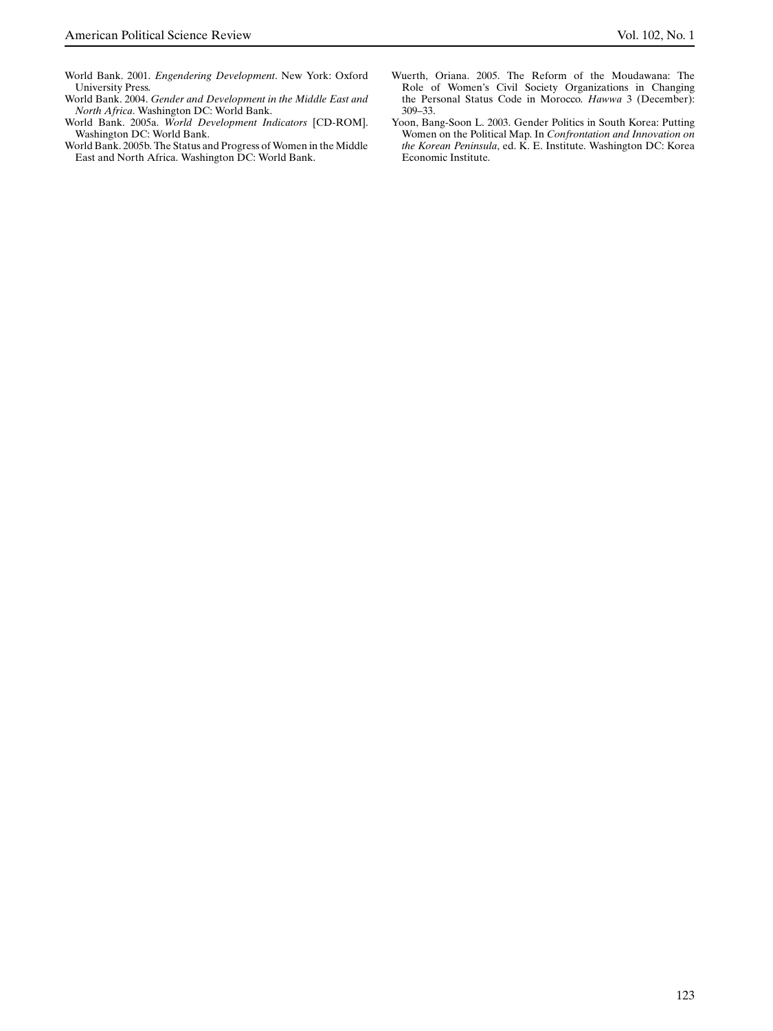World Bank. 2001. *Engendering Development*. New York: Oxford University Press.

World Bank. 2004. *Gender and Development in the Middle East and North Africa*. Washington DC: World Bank.

World Bank. 2005a. *World Development Indicators* [CD-ROM]. Washington DC: World Bank.

World Bank. 2005b. The Status and Progress of Women in the Middle East and North Africa. Washington DC: World Bank.

Wuerth, Oriana. 2005. The Reform of the Moudawana: The Role of Women's Civil Society Organizations in Changing the Personal Status Code in Morocco. *Hawwa* 3 (December): 309–33.

Yoon, Bang-Soon L. 2003. Gender Politics in South Korea: Putting Women on the Political Map. In *Confrontation and Innovation on the Korean Peninsula*, ed. K. E. Institute. Washington DC: Korea Economic Institute.